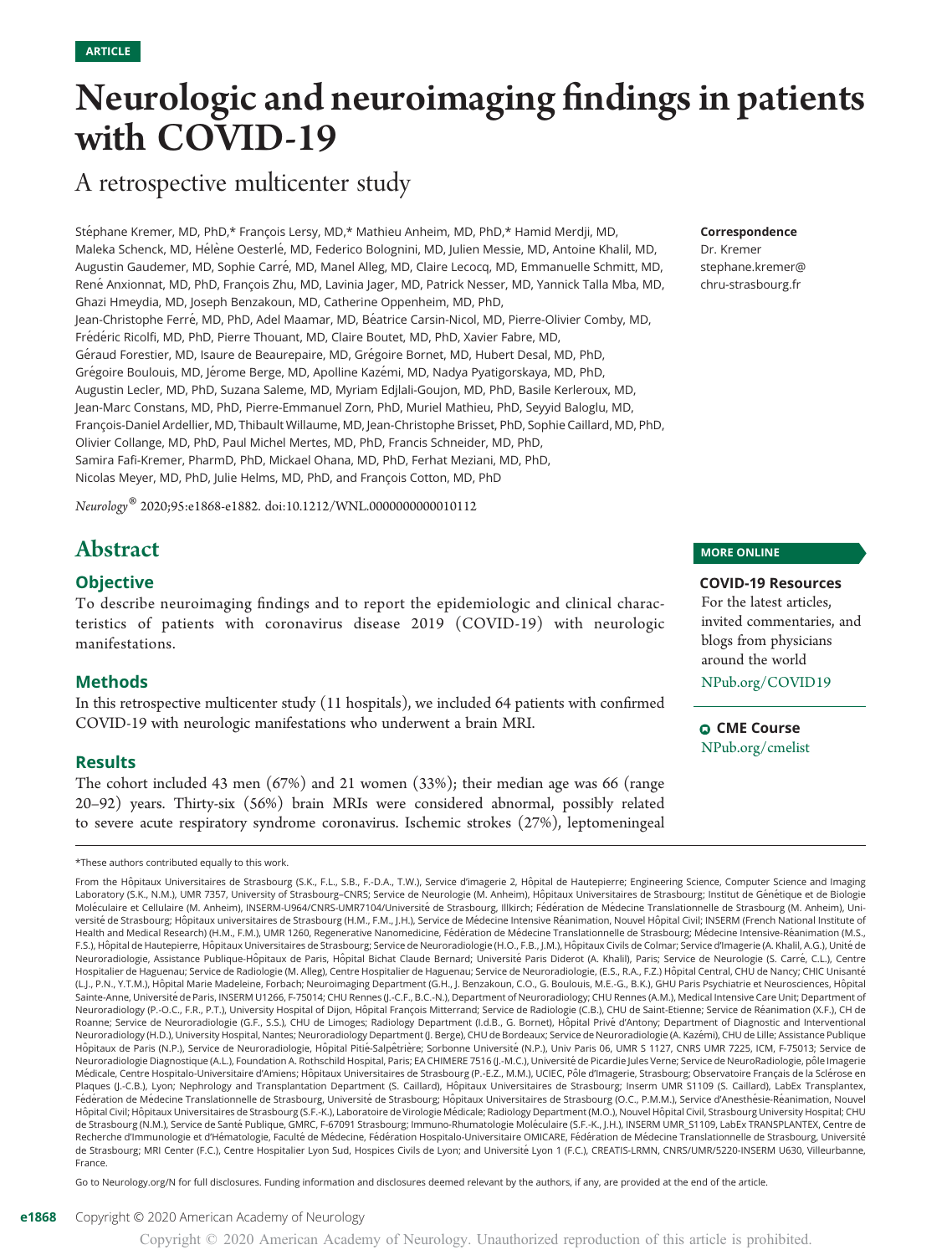ARTICLE

# Neurologic and neuroimaging findings in patients with COVID-19

## A retrospective multicenter study

Stéphane Kremer, MD, PhD,* François Lersy, MD,* Mathieu Anheim, MD, PhD,* Hamid Merdji, MD, Maleka Schenck, MD, Hélène Oesterlé, MD, Federico Bolognini, MD, Julien Messie, MD, Antoine Khalil, MD, Augustin Gaudemer, MD, Sophie Carré, MD, Manel Alleg, MD, Claire Lecocq, MD, Emmanuelle Schmitt, MD, René Anxionnat, MD, PhD, François Zhu, MD, Lavinia Jager, MD, Patrick Nesser, MD, Yannick Talla Mba, MD, Ghazi Hmeydia, MD, Joseph Benzakoun, MD, Catherine Oppenheim, MD, PhD, Jean-Christophe Ferré, MD, PhD, Adel Maamar, MD, Béatrice Carsin-Nicol, MD, Pierre-Olivier Comby, MD, Frédéric Ricolfi, MD, PhD, Pierre Thouant, MD, Claire Boutet, MD, PhD, Xavier Fabre, MD, Géraud Forestier, MD, Isaure de Beaurepaire, MD, Grégoire Bornet, MD, Hubert Desal, MD, PhD, Grégoire Boulouis, MD, Jérome Berge, MD, Apolline Kazémi, MD, Nadya Pyatigorskaya, MD, PhD, Augustin Lecler, MD, PhD, Suzana Saleme, MD, Myriam Edjlali-Goujon, MD, PhD, Basile Kerleroux, MD, Jean-Marc Constans, MD, PhD, Pierre-Emmanuel Zorn, PhD, Muriel Mathieu, PhD, Seyyid Baloglu, MD, François-Daniel Ardellier, MD, Thibault Willaume, MD, Jean-Christophe Brisset, PhD, Sophie Caillard, MD, PhD, Olivier Collange, MD, PhD, Paul Michel Mertes, MD, PhD, Francis Schneider, MD, PhD, Samira Fafi-Kremer, PharmD, PhD, Mickael Ohana, MD, PhD, Ferhat Meziani, MD, PhD, Nicolas Meyer, MD, PhD, Julie Helms, MD, PhD, and François Cotton, MD, PhD

*Neurology*® 2020;95:e1868-e1882. doi:10.1212/WNL.0000000000010112

**Correspondence**
Dr. Kremer
stephane.kremer@chru-strasbourg.fr

## Abstract

### Objective

To describe neuroimaging findings and to report the epidemiologic and clinical characteristics of patients with coronavirus disease 2019 (COVID-19) with neurologic manifestations.

### Methods

In this retrospective multicenter study (11 hospitals), we included 64 patients with confirmed COVID-19 with neurologic manifestations who underwent a brain MRI.

### Results

The cohort included 43 men (67%) and 21 women (33%); their median age was 66 (range 20–92) years. Thirty-six (56%) brain MRIs were considered abnormal, possibly related to severe acute respiratory syndrome coronavirus. Ischemic strokes (27%), leptomeningeal

**MORE ONLINE**

**COVID-19 Resources**
For the latest articles, invited commentaries, and blogs from physicians around the world
NPub.org/COVID19

**CME Course**
NPub.org/cmelist

*These authors contributed equally to this work.

From the Hôpitaux Universitaires de Strasbourg (S.K., F.L., S.B., F.-D.A., T.W.), Service d'imagerie 2, Hôpital de Hautepierre; Engineering Science, Computer Science and Imaging Laboratory (S.K., N.M.), UMR 7357, University of Strasbourg–CNRS; Service de Neurologie (M. Anheim), Hôpitaux Universitaires de Strasbourg; Institut de Génétique et de Biologie Moléculaire et Cellulaire (M. Anheim), INSERM-U964/CNRS-UMR7104/Université de Strasbourg, Illkirch; Fédération de Médecine Translationnelle de Strasbourg (M. Anheim), Université de Strasbourg; Hôpitaux universitaires de Strasbourg (H.M., F.M., J.H.), Service de Médecine Intensive Réanimation, Nouvel Hôpital Civil; INSERM (French National Institute of Health and Medical Research) (H.M., F.M.), UMR 1260, Regenerative Nanomedicine, Fédération de Médecine Translationnelle de Strasbourg; Médecine Intensive-Réanimation (M.S., F.S.), Hôpital de Hautepierre, Hôpitaux Universitaires de Strasbourg; Service de Neuroradiologie (H.O., F.B., J.M.), Hôpitaux Civils de Colmar; Service d'Imagerie (A. Khalil, A.G.), Unité de Neuroradiologie, Assistance Publique-Hôpitaux de Paris, Hôpital Bichat Claude Bernard; Université Paris Diderot (A. Khalil), Paris; Service de Neurologie (S. Carré, C.L.), Centre Hospitalier de Haguenau; Service de Radiologie (M. Alleg), Centre Hospitalier de Haguenau; Service de Neuroradiologie, (E.S., R.A., F.Z.) Hôpital Central, CHU de Nancy; CHIC Unisanté (L.J., P.N., Y.T.M.), Hôpital Marie Madeleine, Forbach; Neuroimaging Department (G.H., J. Benzakoun, C.O., G. Boulouis, M.E.-G., B.K.), GHU Paris Psychiatrie et Neurosciences, Hôpital Sainte-Anne, Université de Paris, INSERM U1266, F-75014; CHU Rennes (J.-C.F., B.C.-N.), Department of Neuroradiology; CHU Rennes (A.M.), Medical Intensive Care Unit; Department of Neuroradiology (P.-O.C., F.R., P.T.), University Hospital of Dijon, Hôpital François Mitterrand; Service de Radiologie (C.B.), CHU de Saint-Etienne; Service de Réanimation (X.F.), CH de Roanne; Service de Neuroradiologie (G.F., S.S.), CHU de Limoges; Radiology Department (I.d.B., G. Bornet), Hôpital Privé d'Antony; Department of Diagnostic and Interventional Neuroradiology (H.D.), University Hospital, Nantes; Neuroradiology Department (J. Berge), CHU de Bordeaux; Service de Neuroradiologie (A. Kazémi), CHU de Lille; Assistance Publique Hôpitaux de Paris (N.P.), Service de Neuroradiologie, Hôpital Pitié-Salpêtrière; Sorbonne Université (N.P.), Univ Paris 06, UMR S 1127, CNRS UMR 7225, ICM, F-75013; Service de Neuroradiologie Diagnostique (A.L.), Foundation A. Rothschild Hospital, Paris; EA CHIMERE 7516 (J.-M.C.), Université de Picardie Jules Verne; Service de NeuroRadiologie, pôle Imagerie Médicale, Centre Hospitalo-Universitaire d'Amiens; Hôpitaux Universitaires de Strasbourg (P.-E.Z., M.M.), UCIEC, Pôle d'Imagerie, Strasbourg; Observatoire Français de la Sclérose en Plaques (J.-C.B.), Lyon; Nephrology and Transplantation Department (S. Caillard), Hôpitaux Universitaires de Strasbourg; Inserm UMR S1109 (S. Caillard), LabEx Transplantex, Fédération de Médecine Translationnelle de Strasbourg, Université de Strasbourg; Hôpitaux Universitaires de Strasbourg (O.C., P.M.M.), Service d'Anesthésie-Réanimation, Nouvel Hôpital Civil; Hôpitaux Universitaires de Strasbourg (S.F.-K.), Laboratoire de Virologie Médicale; Radiology Department (M.O.), Nouvel Hôpital Civil, Strasbourg University Hospital; CHU de Strasbourg (N.M.), Service de Santé Publique, GMRC, F-67091 Strasbourg; Immuno-Rhumatologie Moléculaire (S.F.-K., J.H.), INSERM UMR_S1109, LabEx TRANSPLANTEX, Centre de Recherche d'Immunologie et d'Hématologie, Faculté de Médecine, Fédération Hospitalo-Universitaire OMICARE, Fédération de Médecine Translationnelle de Strasbourg, Université de Strasbourg; MRI Center (F.C.), Centre Hospitalier Lyon Sud, Hospices Civils de Lyon; and Université Lyon 1 (F.C.), CREATIS-LRMN, CNRS/UMR/5220-INSERM U630, Villeurbanne, France.

Go to Neurology.org/N for full disclosures. Funding information and disclosures deemed relevant by the authors, if any, are provided at the end of the article.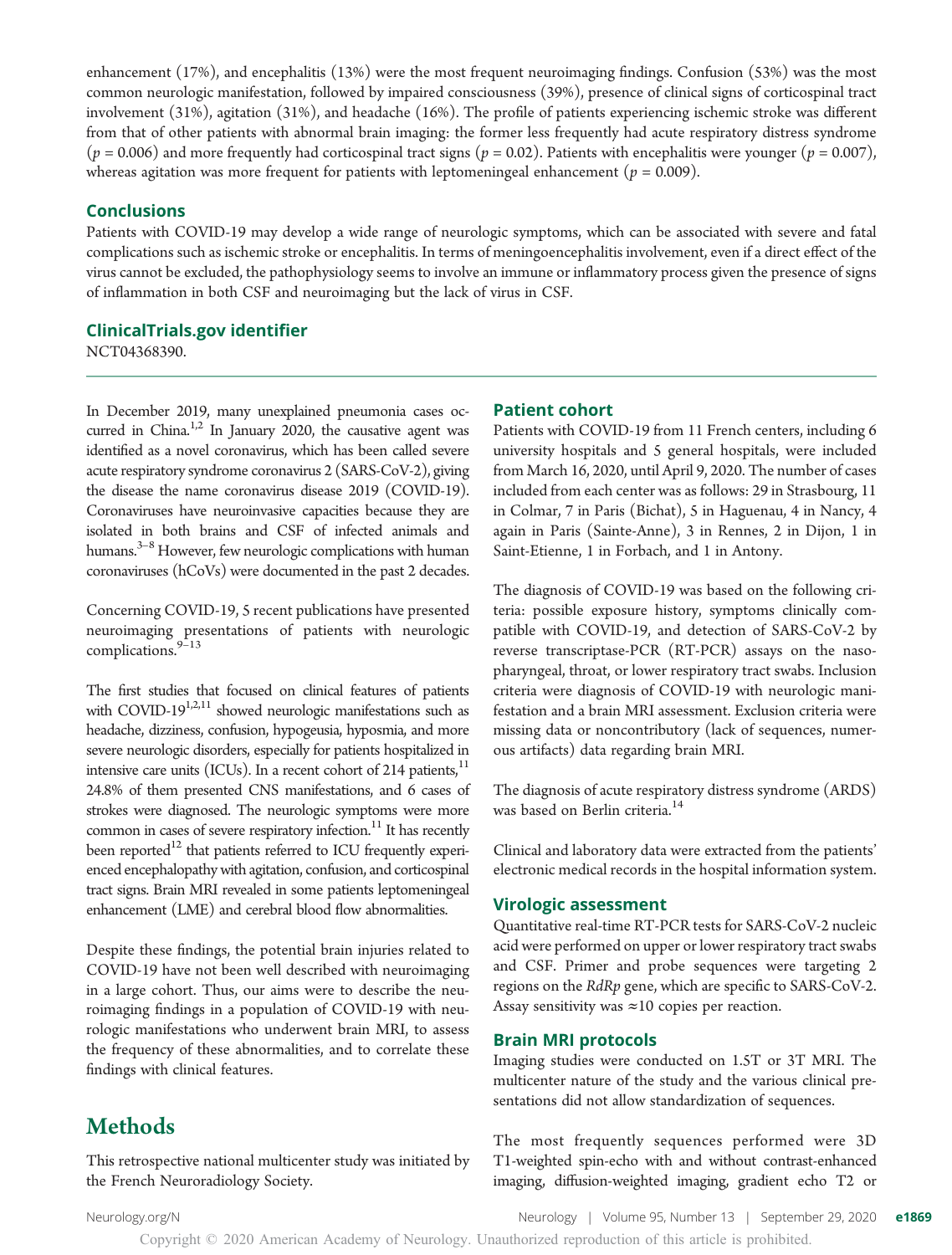enhancement (17%), and encephalitis (13%) were the most frequent neuroimaging findings. Confusion (53%) was the most common neurologic manifestation, followed by impaired consciousness (39%), presence of clinical signs of corticospinal tract involvement (31%), agitation (31%), and headache (16%). The profile of patients experiencing ischemic stroke was different from that of other patients with abnormal brain imaging: the former less frequently had acute respiratory distress syndrome ($p = 0.006$) and more frequently had corticospinal tract signs ($p = 0.02$). Patients with encephalitis were younger ($p = 0.007$), whereas agitation was more frequent for patients with leptomeningeal enhancement ($p = 0.009$).

### Conclusions

Patients with COVID-19 may develop a wide range of neurologic symptoms, which can be associated with severe and fatal complications such as ischemic stroke or encephalitis. In terms of meningoencephalitis involvement, even if a direct effect of the virus cannot be excluded, the pathophysiology seems to involve an immune or inflammatory process given the presence of signs of inflammation in both CSF and neuroimaging but the lack of virus in CSF.

### ClinicalTrials.gov identifier

NCT04368390.

In December 2019, many unexplained pneumonia cases occurred in China.[1,2] In January 2020, the causative agent was identified as a novel coronavirus, which has been called severe acute respiratory syndrome coronavirus 2 (SARS-CoV-2), giving the disease the name coronavirus disease 2019 (COVID-19). Coronaviruses have neuroinvasive capacities because they are isolated in both brains and CSF of infected animals and humans.[3–8] However, few neurologic complications with human coronaviruses (hCoVs) were documented in the past 2 decades.

Concerning COVID-19, 5 recent publications have presented neuroimaging presentations of patients with neurologic complications.[9–13]

The first studies that focused on clinical features of patients with COVID-19[1,2,11] showed neurologic manifestations such as headache, dizziness, confusion, hypogeusia, hyposmia, and more severe neurologic disorders, especially for patients hospitalized in intensive care units (ICUs). In a recent cohort of 214 patients,[11] 24.8% of them presented CNS manifestations, and 6 cases of strokes were diagnosed. The neurologic symptoms were more common in cases of severe respiratory infection.[11] It has recently been reported[12] that patients referred to ICU frequently experienced encephalopathy with agitation, confusion, and corticospinal tract signs. Brain MRI revealed in some patients leptomeningeal enhancement (LME) and cerebral blood flow abnormalities.

Despite these findings, the potential brain injuries related to COVID-19 have not been well described with neuroimaging in a large cohort. Thus, our aims were to describe the neuroimaging findings in a population of COVID-19 with neurologic manifestations who underwent brain MRI, to assess the frequency of these abnormalities, and to correlate these findings with clinical features.

## Methods

This retrospective national multicenter study was initiated by the French Neuroradiology Society.

### Patient cohort

Patients with COVID-19 from 11 French centers, including 6 university hospitals and 5 general hospitals, were included from March 16, 2020, until April 9, 2020. The number of cases included from each center was as follows: 29 in Strasbourg, 11 in Colmar, 7 in Paris (Bichat), 5 in Haguenau, 4 in Nancy, 4 again in Paris (Sainte-Anne), 3 in Rennes, 2 in Dijon, 1 in Saint-Etienne, 1 in Forbach, and 1 in Antony.

The diagnosis of COVID-19 was based on the following criteria: possible exposure history, symptoms clinically compatible with COVID-19, and detection of SARS-CoV-2 by reverse transcriptase-PCR (RT-PCR) assays on the nasopharyngeal, throat, or lower respiratory tract swabs. Inclusion criteria were diagnosis of COVID-19 with neurologic manifestation and a brain MRI assessment. Exclusion criteria were missing data or noncontributory (lack of sequences, numerous artifacts) data regarding brain MRI.

The diagnosis of acute respiratory distress syndrome (ARDS) was based on Berlin criteria.[14]

Clinical and laboratory data were extracted from the patients' electronic medical records in the hospital information system.

### Virologic assessment

Quantitative real-time RT-PCR tests for SARS-CoV-2 nucleic acid were performed on upper or lower respiratory tract swabs and CSF. Primer and probe sequences were targeting 2 regions on the *RdRp* gene, which are specific to SARS-CoV-2. Assay sensitivity was ≈10 copies per reaction.

### Brain MRI protocols

Imaging studies were conducted on 1.5T or 3T MRI. The multicenter nature of the study and the various clinical presentations did not allow standardization of sequences.

The most frequently sequences performed were 3D T1-weighted spin-echo with and without contrast-enhanced imaging, diffusion-weighted imaging, gradient echo T2 or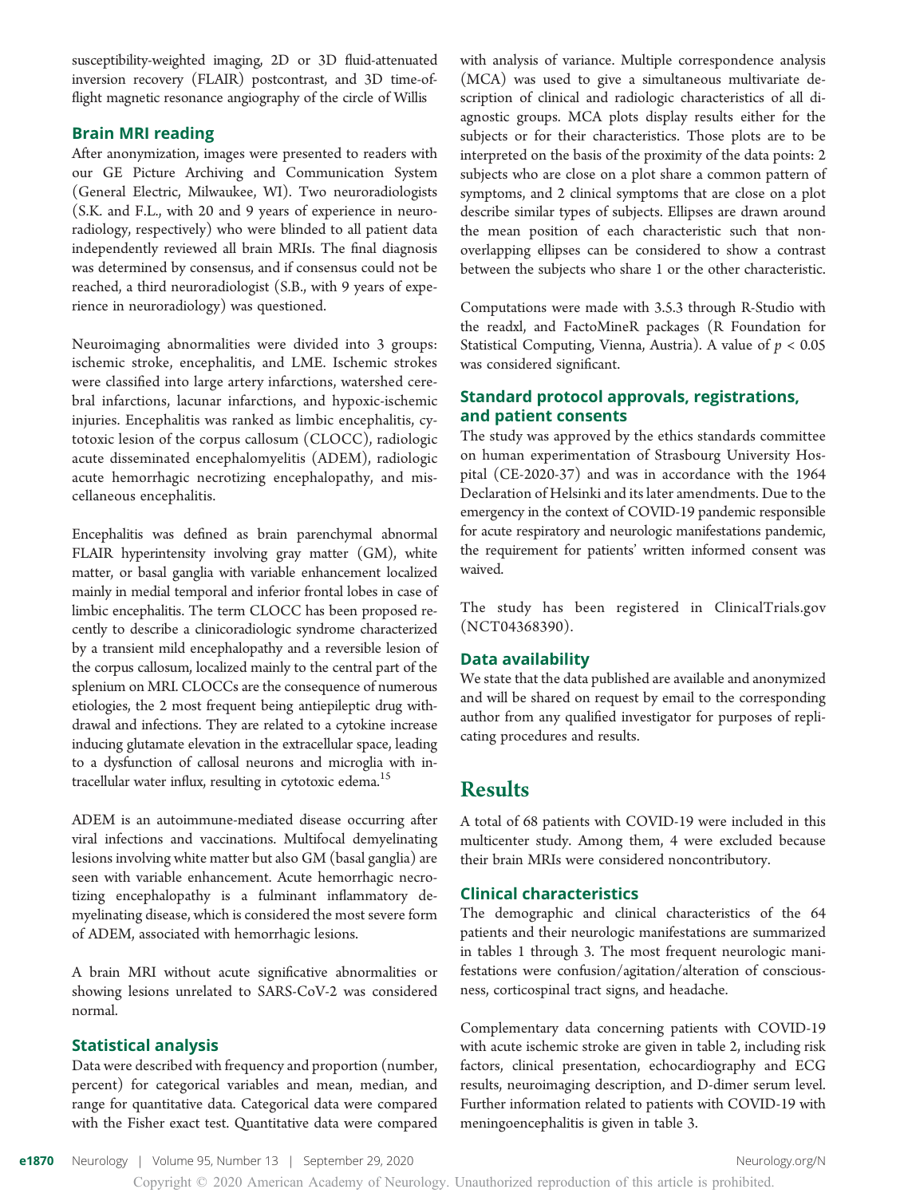susceptibility-weighted imaging, 2D or 3D fluid-attenuated inversion recovery (FLAIR) postcontrast, and 3D time-of-flight magnetic resonance angiography of the circle of Willis

### Brain MRI reading

After anonymization, images were presented to readers with our GE Picture Archiving and Communication System (General Electric, Milwaukee, WI). Two neuroradiologists (S.K. and F.L., with 20 and 9 years of experience in neuroradiology, respectively) who were blinded to all patient data independently reviewed all brain MRIs. The final diagnosis was determined by consensus, and if consensus could not be reached, a third neuroradiologist (S.B., with 9 years of experience in neuroradiology) was questioned.

Neuroimaging abnormalities were divided into 3 groups: ischemic stroke, encephalitis, and LME. Ischemic strokes were classified into large artery infarctions, watershed cerebral infarctions, lacunar infarctions, and hypoxic-ischemic injuries. Encephalitis was ranked as limbic encephalitis, cytotoxic lesion of the corpus callosum (CLOCC), radiologic acute disseminated encephalomyelitis (ADEM), radiologic acute hemorrhagic necrotizing encephalopathy, and miscellaneous encephalitis.

Encephalitis was defined as brain parenchymal abnormal FLAIR hyperintensity involving gray matter (GM), white matter, or basal ganglia with variable enhancement localized mainly in medial temporal and inferior frontal lobes in case of limbic encephalitis. The term CLOCC has been proposed recently to describe a clinicoradiologic syndrome characterized by a transient mild encephalopathy and a reversible lesion of the corpus callosum, localized mainly to the central part of the splenium on MRI. CLOCCs are the consequence of numerous etiologies, the 2 most frequent being antiepileptic drug withdrawal and infections. They are related to a cytokine increase inducing glutamate elevation in the extracellular space, leading to a dysfunction of callosal neurons and microglia with intracellular water influx, resulting in cytotoxic edema.[15]

ADEM is an autoimmune-mediated disease occurring after viral infections and vaccinations. Multifocal demyelinating lesions involving white matter but also GM (basal ganglia) are seen with variable enhancement. Acute hemorrhagic necrotizing encephalopathy is a fulminant inflammatory demyelinating disease, which is considered the most severe form of ADEM, associated with hemorrhagic lesions.

A brain MRI without acute significative abnormalities or showing lesions unrelated to SARS-CoV-2 was considered normal.

### Statistical analysis

Data were described with frequency and proportion (number, percent) for categorical variables and mean, median, and range for quantitative data. Categorical data were compared with the Fisher exact test. Quantitative data were compared with analysis of variance. Multiple correspondence analysis (MCA) was used to give a simultaneous multivariate description of clinical and radiologic characteristics of all diagnostic groups. MCA plots display results either for the subjects or for their characteristics. Those plots are to be interpreted on the basis of the proximity of the data points: 2 subjects who are close on a plot share a common pattern of symptoms, and 2 clinical symptoms that are close on a plot describe similar types of subjects. Ellipses are drawn around the mean position of each characteristic such that nonoverlapping ellipses can be considered to show a contrast between the subjects who share 1 or the other characteristic.

Computations were made with 3.5.3 through R-Studio with the readxl, and FactoMineR packages (R Foundation for Statistical Computing, Vienna, Austria). A value of $p < 0.05$ was considered significant.

### Standard protocol approvals, registrations, and patient consents

The study was approved by the ethics standards committee on human experimentation of Strasbourg University Hospital (CE-2020-37) and was in accordance with the 1964 Declaration of Helsinki and its later amendments. Due to the emergency in the context of COVID-19 pandemic responsible for acute respiratory and neurologic manifestations pandemic, the requirement for patients' written informed consent was waived.

The study has been registered in ClinicalTrials.gov (NCT04368390).

### Data availability

We state that the data published are available and anonymized and will be shared on request by email to the corresponding author from any qualified investigator for purposes of replicating procedures and results.

## Results

A total of 68 patients with COVID-19 were included in this multicenter study. Among them, 4 were excluded because their brain MRIs were considered noncontributory.

### Clinical characteristics

The demographic and clinical characteristics of the 64 patients and their neurologic manifestations are summarized in tables 1 through 3. The most frequent neurologic manifestations were confusion/agitation/alteration of consciousness, corticospinal tract signs, and headache.

Complementary data concerning patients with COVID-19 with acute ischemic stroke are given in table 2, including risk factors, clinical presentation, echocardiography and ECG results, neuroimaging description, and D-dimer serum level. Further information related to patients with COVID-19 with meningoencephalitis is given in table 3.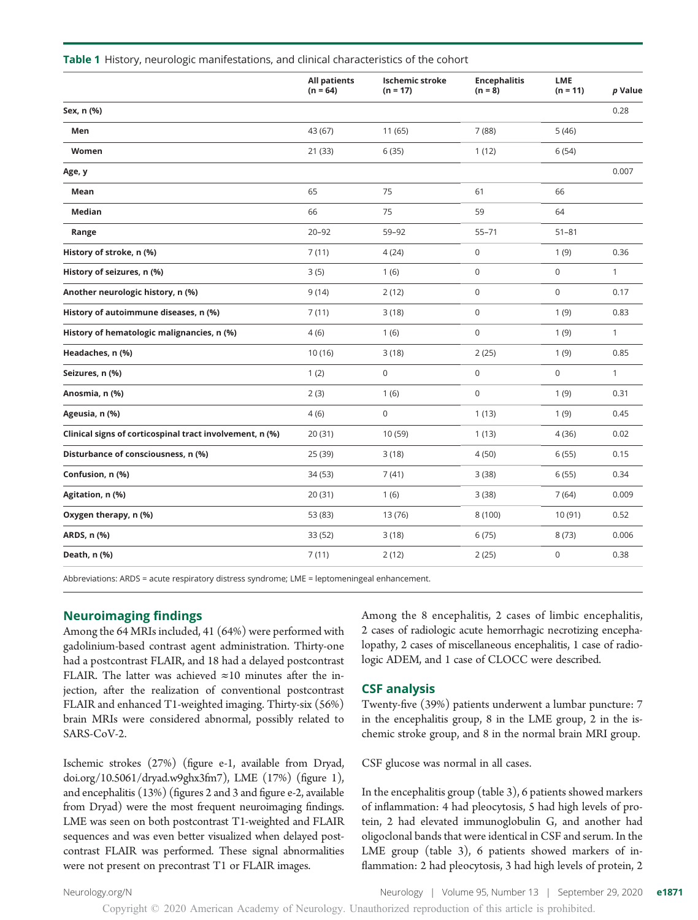**Table 1** History, neurologic manifestations, and clinical characteristics of the cohort

| | All patients (n = 64) | Ischemic stroke (n = 17) | Encephalitis (n = 8) | LME (n = 11) | p Value |
|---|---|---|---|---|---|
| **Sex, n (%)** | | | | | 0.28 |
| Men | 43 (67) | 11 (65) | 7 (88) | 5 (46) | |
| Women | 21 (33) | 6 (35) | 1 (12) | 6 (54) | |
| **Age, y** | | | | | 0.007 |
| Mean | 65 | 75 | 61 | 66 | |
| Median | 66 | 75 | 59 | 64 | |
| Range | 20–92 | 59–92 | 55–71 | 51–81 | |
| **History of stroke, n (%)** | 7 (11) | 4 (24) | 0 | 1 (9) | 0.36 |
| **History of seizures, n (%)** | 3 (5) | 1 (6) | 0 | 0 | 1 |
| **Another neurologic history, n (%)** | 9 (14) | 2 (12) | 0 | 0 | 0.17 |
| **History of autoimmune diseases, n (%)** | 7 (11) | 3 (18) | 0 | 1 (9) | 0.83 |
| **History of hematologic malignancies, n (%)** | 4 (6) | 1 (6) | 0 | 1 (9) | 1 |
| **Headaches, n (%)** | 10 (16) | 3 (18) | 2 (25) | 1 (9) | 0.85 |
| **Seizures, n (%)** | 1 (2) | 0 | 0 | 0 | 1 |
| **Anosmia, n (%)** | 2 (3) | 1 (6) | 0 | 1 (9) | 0.31 |
| **Ageusia, n (%)** | 4 (6) | 0 | 1 (13) | 1 (9) | 0.45 |
| **Clinical signs of corticospinal tract involvement, n (%)** | 20 (31) | 10 (59) | 1 (13) | 4 (36) | 0.02 |
| **Disturbance of consciousness, n (%)** | 25 (39) | 3 (18) | 4 (50) | 6 (55) | 0.15 |
| **Confusion, n (%)** | 34 (53) | 7 (41) | 3 (38) | 6 (55) | 0.34 |
| **Agitation, n (%)** | 20 (31) | 1 (6) | 3 (38) | 7 (64) | 0.009 |
| **Oxygen therapy, n (%)** | 53 (83) | 13 (76) | 8 (100) | 10 (91) | 0.52 |
| **ARDS, n (%)** | 33 (52) | 3 (18) | 6 (75) | 8 (73) | 0.006 |
| **Death, n (%)** | 7 (11) | 2 (12) | 2 (25) | 0 | 0.38 |

Abbreviations: ARDS = acute respiratory distress syndrome; LME = leptomeningeal enhancement.

## Neuroimaging findings

Among the 64 MRIs included, 41 (64%) were performed with gadolinium-based contrast agent administration. Thirty-one had a postcontrast FLAIR, and 18 had a delayed postcontrast FLAIR. The latter was achieved ≈10 minutes after the injection, after the realization of conventional postcontrast FLAIR and enhanced T1-weighted imaging. Thirty-six (56%) brain MRIs were considered abnormal, possibly related to SARS-CoV-2.

Ischemic strokes (27%) (figure e-1, available from Dryad, doi.org/10.5061/dryad.w9ghx3fm7), LME (17%) (figure 1), and encephalitis (13%) (figures 2 and 3 and figure e-2, available from Dryad) were the most frequent neuroimaging findings. LME was seen on both postcontrast T1-weighted and FLAIR sequences and was even better visualized when delayed postcontrast FLAIR was performed. These signal abnormalities were not present on precontrast T1 or FLAIR images.

Among the 8 encephalitis, 2 cases of limbic encephalitis, 2 cases of radiologic acute hemorrhagic necrotizing encephalopathy, 2 cases of miscellaneous encephalitis, 1 case of radiologic ADEM, and 1 case of CLOCC were described.

## CSF analysis

Twenty-five (39%) patients underwent a lumbar puncture: 7 in the encephalitis group, 8 in the LME group, 2 in the ischemic stroke group, and 8 in the normal brain MRI group.

CSF glucose was normal in all cases.

In the encephalitis group (table 3), 6 patients showed markers of inflammation: 4 had pleocytosis, 5 had high levels of protein, 2 had elevated immunoglobulin G, and another had oligoclonal bands that were identical in CSF and serum. In the LME group (table 3), 6 patients showed markers of inflammation: 2 had pleocytosis, 3 had high levels of protein, 2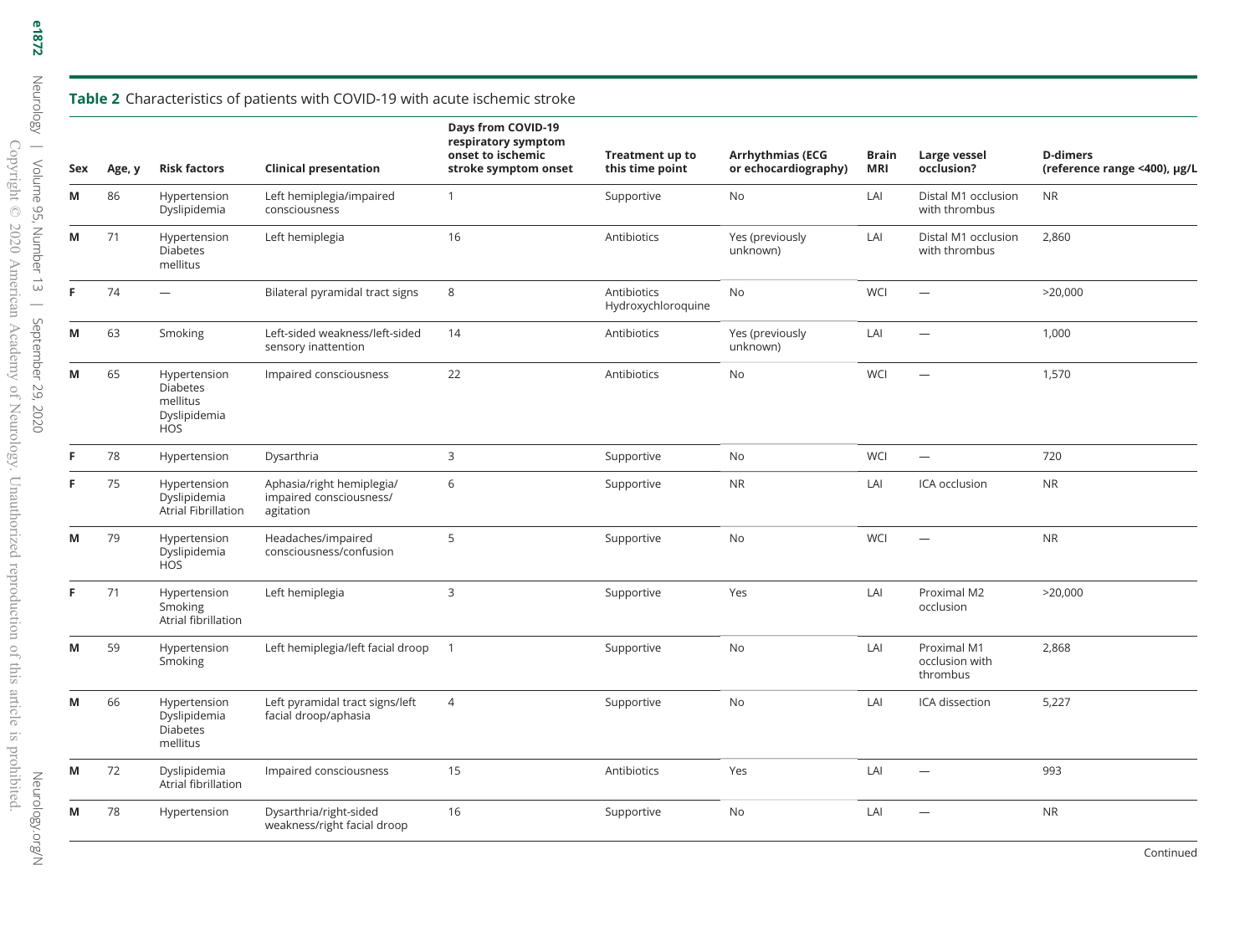**Table 2** Characteristics of patients with COVID-19 with acute ischemic stroke

| Sex | Age, y | Risk factors | Clinical presentation | Days from COVID-19 respiratory symptom onset to ischemic stroke symptom onset | Treatment up to this time point | Arrhythmias (ECG or echocardiography) | Brain MRI | Large vessel occlusion? | D-dimers (reference range <400), μg/L |
|---|---|---|---|---|---|---|---|---|---|
| M | 86 | Hypertension Dyslipidemia | Left hemiplegia/impaired consciousness | 1 | Supportive | No | LAI | Distal M1 occlusion with thrombus | NR |
| M | 71 | Hypertension Diabetes mellitus | Left hemiplegia | 16 | Antibiotics | Yes (previously unknown) | LAI | Distal M1 occlusion with thrombus | 2,860 |
| F | 74 | — | Bilateral pyramidal tract signs | 8 | Antibiotics Hydroxychloroquine | No | WCI | — | >20,000 |
| M | 63 | Smoking | Left-sided weakness/left-sided sensory inattention | 14 | Antibiotics | Yes (previously unknown) | LAI | — | 1,000 |
| M | 65 | Hypertension Diabetes mellitus Dyslipidemia HOS | Impaired consciousness | 22 | Antibiotics | No | WCI | — | 1,570 |
| F | 78 | Hypertension | Dysarthria | 3 | Supportive | No | WCI | — | 720 |
| F | 75 | Hypertension Dyslipidemia Atrial Fibrillation | Aphasia/right hemiplegia/ impaired consciousness/ agitation | 6 | Supportive | NR | LAI | ICA occlusion | NR |
| M | 79 | Hypertension Dyslipidemia HOS | Headaches/impaired consciousness/confusion | 5 | Supportive | No | WCI | — | NR |
| F | 71 | Hypertension Smoking Atrial fibrillation | Left hemiplegia | 3 | Supportive | Yes | LAI | Proximal M2 occlusion | >20,000 |
| M | 59 | Hypertension Smoking | Left hemiplegia/left facial droop | 1 | Supportive | No | LAI | Proximal M1 occlusion with thrombus | 2,868 |
| M | 66 | Hypertension Dyslipidemia Diabetes mellitus | Left pyramidal tract signs/left facial droop/aphasia | 4 | Supportive | No | LAI | ICA dissection | 5,227 |
| M | 72 | Dyslipidemia Atrial fibrillation | Impaired consciousness | 15 | Antibiotics | Yes | LAI | — | 993 |
| M | 78 | Hypertension | Dysarthria/right-sided weakness/right facial droop | 16 | Supportive | No | LAI | — | NR |

Continued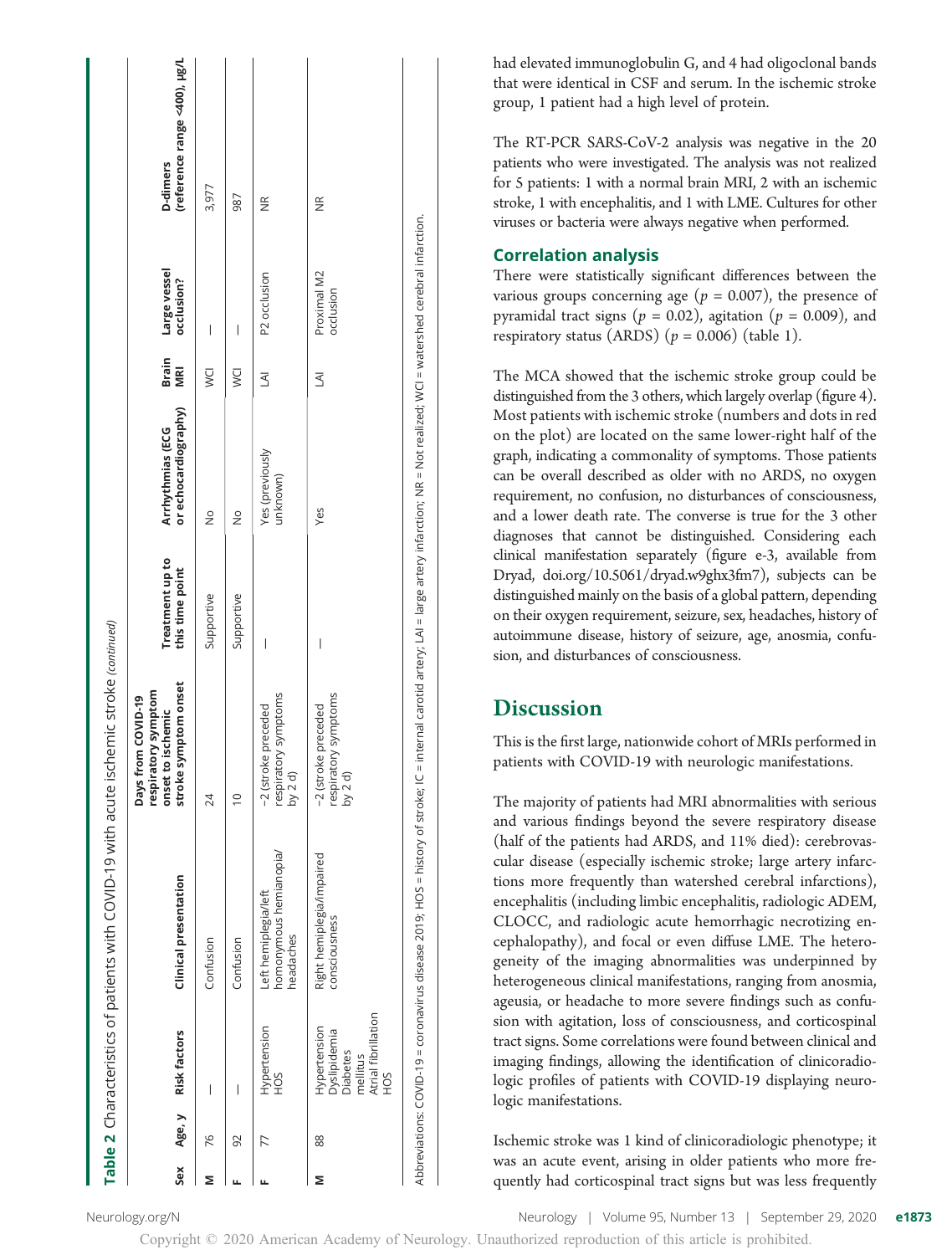**Table 2** Characteristics of patients with COVID-19 with acute ischemic stroke *(continued)*

| Sex | Age, y | Risk factors | Clinical presentation | Days from COVID-19 respiratory symptom onset to ischemic stroke symptom onset | Treatment up to this time point | Arrhythmias (ECG or echocardiography) | Brain MRI | Large vessel occlusion? | D-dimers (reference range <400), µg/L |
|---|---|---|---|---|---|---|---|---|---|
| M | 76 | — | Confusion | 24 | Supportive | No | WCI | — | 3,977 |
| F | 92 | — | Confusion | 10 | Supportive | No | WCI | — | 987 |
| F | 77 | Hypertension<br>HOS | Left hemiplegia/left homonymous hemianopia/headaches | −2 (stroke preceded respiratory symptoms by 2 d) | — | Yes (previously unknown) | LAI | P2 occlusion | NR |
| M | 88 | Hypertension<br>Dyslipidemia<br>Diabetes mellitus<br>Atrial fibrillation<br>HOS | Right hemiplegia/impaired consciousness | −2 (stroke preceded respiratory symptoms by 2 d) | — | Yes | LAI | Proximal M2 occlusion | NR |

Abbreviations: COVID-19 = coronavirus disease 2019; HOS = history of stroke; IC = internal carotid artery; LAI = large artery infarction; NR = Not realized; WCI = watershed cerebral infarction.

had elevated immunoglobulin G, and 4 had oligoclonal bands that were identical in CSF and serum. In the ischemic stroke group, 1 patient had a high level of protein.

The RT-PCR SARS-CoV-2 analysis was negative in the 20 patients who were investigated. The analysis was not realized for 5 patients: 1 with a normal brain MRI, 2 with an ischemic stroke, 1 with encephalitis, and 1 with LME. Cultures for other viruses or bacteria were always negative when performed.

### Correlation analysis

There were statistically significant differences between the various groups concerning age ($p = 0.007$), the presence of pyramidal tract signs ($p = 0.02$), agitation ($p = 0.009$), and respiratory status (ARDS) ($p = 0.006$) (table 1).

The MCA showed that the ischemic stroke group could be distinguished from the 3 others, which largely overlap (figure 4). Most patients with ischemic stroke (numbers and dots in red on the plot) are located on the same lower-right half of the graph, indicating a commonality of symptoms. Those patients can be overall described as older with no ARDS, no oxygen requirement, no confusion, no disturbances of consciousness, and a lower death rate. The converse is true for the 3 other diagnoses that cannot be distinguished. Considering each clinical manifestation separately (figure e-3, available from Dryad, doi.org/10.5061/dryad.w9ghx3fm7), subjects can be distinguished mainly on the basis of a global pattern, depending on their oxygen requirement, seizure, sex, headaches, history of autoimmune disease, history of seizure, age, anosmia, confusion, and disturbances of consciousness.

## Discussion

This is the first large, nationwide cohort of MRIs performed in patients with COVID-19 with neurologic manifestations.

The majority of patients had MRI abnormalities with serious and various findings beyond the severe respiratory disease (half of the patients had ARDS, and 11% died): cerebrovascular disease (especially ischemic stroke; large artery infarctions more frequently than watershed cerebral infarctions), encephalitis (including limbic encephalitis, radiologic ADEM, CLOCC, and radiologic acute hemorrhagic necrotizing encephalopathy), and focal or even diffuse LME. The heterogeneity of the imaging abnormalities was underpinned by heterogeneous clinical manifestations, ranging from anosmia, ageusia, or headache to more severe findings such as confusion with agitation, loss of consciousness, and corticospinal tract signs. Some correlations were found between clinical and imaging findings, allowing the identification of clinicoradiologic profiles of patients with COVID-19 displaying neurologic manifestations.

Ischemic stroke was 1 kind of clinicoradiologic phenotype; it was an acute event, arising in older patients who more frequently had corticospinal tract signs but was less frequently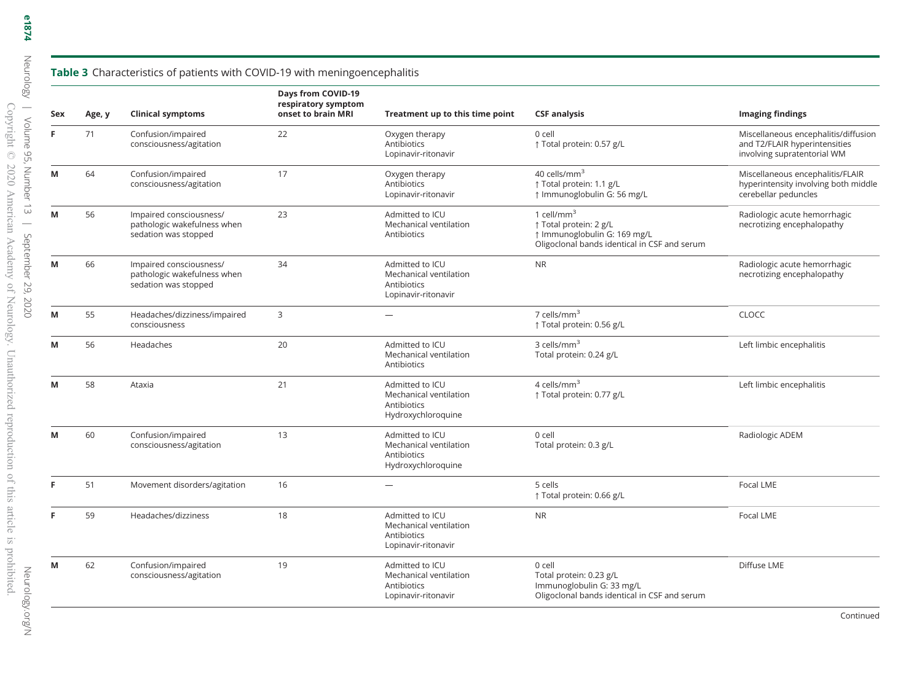**Table 3** Characteristics of patients with COVID-19 with meningoencephalitis

| Sex | Age, y | Clinical symptoms | Days from COVID-19 respiratory symptom onset to brain MRI | Treatment up to this time point | CSF analysis | Imaging findings |
|---|---|---|---|---|---|---|
| **F** | 71 | Confusion/impaired consciousness/agitation | 22 | Oxygen therapy<br>Antibiotics<br>Lopinavir-ritonavir | 0 cell<br>↑ Total protein: 0.57 g/L | Miscellaneous encephalitis/diffusion and T2/FLAIR hyperintensities involving supratentorial WM |
| **M** | 64 | Confusion/impaired consciousness/agitation | 17 | Oxygen therapy<br>Antibiotics<br>Lopinavir-ritonavir | 40 cells/mm$^3$<br>↑ Total protein: 1.1 g/L<br>↑ Immunoglobulin G: 56 mg/L | Miscellaneous encephalitis/FLAIR hyperintensity involving both middle cerebellar peduncles |
| **M** | 56 | Impaired consciousness/ pathologic wakefulness when sedation was stopped | 23 | Admitted to ICU<br>Mechanical ventilation<br>Antibiotics | 1 cell/mm$^3$<br>↑ Total protein: 2 g/L<br>↑ Immunoglobulin G: 169 mg/L<br>Oligoclonal bands identical in CSF and serum | Radiologic acute hemorrhagic necrotizing encephalopathy |
| **M** | 66 | Impaired consciousness/ pathologic wakefulness when sedation was stopped | 34 | Admitted to ICU<br>Mechanical ventilation<br>Antibiotics<br>Lopinavir-ritonavir | NR | Radiologic acute hemorrhagic necrotizing encephalopathy |
| **M** | 55 | Headaches/dizziness/impaired consciousness | 3 | — | 7 cells/mm$^3$<br>↑ Total protein: 0.56 g/L | CLOCC |
| **M** | 56 | Headaches | 20 | Admitted to ICU<br>Mechanical ventilation<br>Antibiotics | 3 cells/mm$^3$<br>Total protein: 0.24 g/L | Left limbic encephalitis |
| **M** | 58 | Ataxia | 21 | Admitted to ICU<br>Mechanical ventilation<br>Antibiotics<br>Hydroxychloroquine | 4 cells/mm$^3$<br>↑ Total protein: 0.77 g/L | Left limbic encephalitis |
| **M** | 60 | Confusion/impaired consciousness/agitation | 13 | Admitted to ICU<br>Mechanical ventilation<br>Antibiotics<br>Hydroxychloroquine | 0 cell<br>Total protein: 0.3 g/L | Radiologic ADEM |
| **F** | 51 | Movement disorders/agitation | 16 | — | 5 cells<br>↑ Total protein: 0.66 g/L | Focal LME |
| **F** | 59 | Headaches/dizziness | 18 | Admitted to ICU<br>Mechanical ventilation<br>Antibiotics<br>Lopinavir-ritonavir | NR | Focal LME |
| **M** | 62 | Confusion/impaired consciousness/agitation | 19 | Admitted to ICU<br>Mechanical ventilation<br>Antibiotics<br>Lopinavir-ritonavir | 0 cell<br>Total protein: 0.23 g/L<br>Immunoglobulin G: 33 mg/L<br>Oligoclonal bands identical in CSF and serum | Diffuse LME |

Continued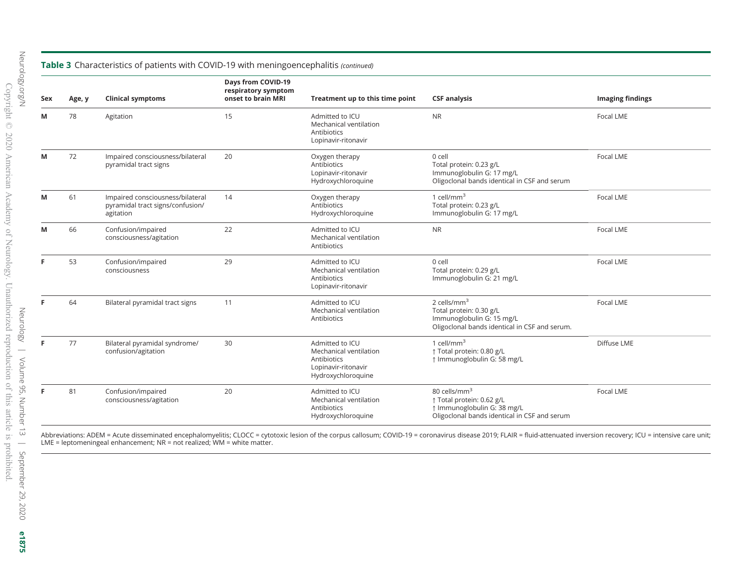**Table 3** Characteristics of patients with COVID-19 with meningoencephalitis *(continued)*

| Sex | Age, y | Clinical symptoms | Days from COVID-19 respiratory symptom onset to brain MRI | Treatment up to this time point | CSF analysis | Imaging findings |
|---|---|---|---|---|---|---|
| **M** | 78 | Agitation | 15 | Admitted to ICU<br>Mechanical ventilation<br>Antibiotics<br>Lopinavir-ritonavir | NR | Focal LME |
| **M** | 72 | Impaired consciousness/bilateral pyramidal tract signs | 20 | Oxygen therapy<br>Antibiotics<br>Lopinavir-ritonavir<br>Hydroxychloroquine | 0 cell<br>Total protein: 0.23 g/L<br>Immunoglobulin G: 17 mg/L<br>Oligoclonal bands identical in CSF and serum | Focal LME |
| **M** | 61 | Impaired consciousness/bilateral pyramidal tract signs/confusion/agitation | 14 | Oxygen therapy<br>Antibiotics<br>Hydroxychloroquine | 1 cell/$mm^3$<br>Total protein: 0.23 g/L<br>Immunoglobulin G: 17 mg/L | Focal LME |
| **M** | 66 | Confusion/impaired consciousness/agitation | 22 | Admitted to ICU<br>Mechanical ventilation<br>Antibiotics | NR | Focal LME |
| **F** | 53 | Confusion/impaired consciousness | 29 | Admitted to ICU<br>Mechanical ventilation<br>Antibiotics<br>Lopinavir-ritonavir | 0 cell<br>Total protein: 0.29 g/L<br>Immunoglobulin G: 21 mg/L | Focal LME |
| **F** | 64 | Bilateral pyramidal tract signs | 11 | Admitted to ICU<br>Mechanical ventilation<br>Antibiotics | 2 cells/$mm^3$<br>Total protein: 0.30 g/L<br>Immunoglobulin G: 15 mg/L<br>Oligoclonal bands identical in CSF and serum. | Focal LME |
| **F** | 77 | Bilateral pyramidal syndrome/confusion/agitation | 30 | Admitted to ICU<br>Mechanical ventilation<br>Antibiotics<br>Lopinavir-ritonavir<br>Hydroxychloroquine | 1 cell/$mm^3$<br>↑ Total protein: 0.80 g/L<br>↑ Immunoglobulin G: 58 mg/L | Diffuse LME |
| **F** | 81 | Confusion/impaired consciousness/agitation | 20 | Admitted to ICU<br>Mechanical ventilation<br>Antibiotics<br>Hydroxychloroquine | 80 cells/$mm^3$<br>↑ Total protein: 0.62 g/L<br>↑ Immunoglobulin G: 38 mg/L<br>Oligoclonal bands identical in CSF and serum | Focal LME |

Abbreviations: ADEM = Acute disseminated encephalomyelitis; CLOCC = cytotoxic lesion of the corpus callosum; COVID-19 = coronavirus disease 2019; FLAIR = fluid-attenuated inversion recovery; ICU = intensive care unit; LME = leptomeningeal enhancement; NR = not realized; WM = white matter.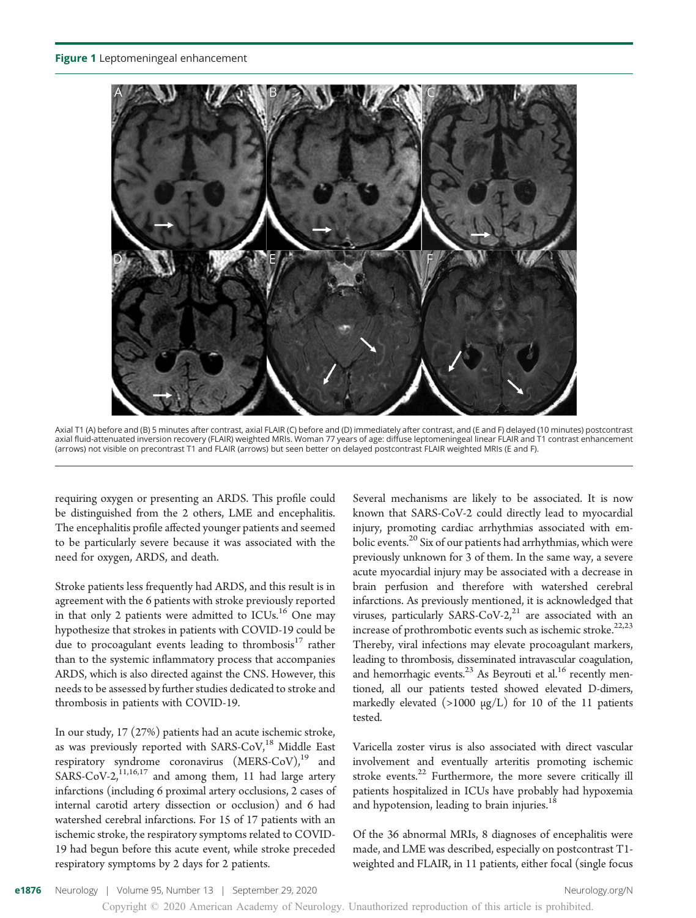**Figure 1** Leptomeningeal enhancement

Axial T1 (A) before and (B) 5 minutes after contrast, axial FLAIR (C) before and (D) immediately after contrast, and (E and F) delayed (10 minutes) postcontrast axial fluid-attenuated inversion recovery (FLAIR) weighted MRIs. Woman 77 years of age: diffuse leptomeningeal linear FLAIR and T1 contrast enhancement (arrows) not visible on precontrast T1 and FLAIR (arrows) but seen better on delayed postcontrast FLAIR weighted MRIs (E and F).

requiring oxygen or presenting an ARDS. This profile could be distinguished from the 2 others, LME and encephalitis. The encephalitis profile affected younger patients and seemed to be particularly severe because it was associated with the need for oxygen, ARDS, and death.

Stroke patients less frequently had ARDS, and this result is in agreement with the 6 patients with stroke previously reported in that only 2 patients were admitted to ICUs.[16] One may hypothesize that strokes in patients with COVID-19 could be due to procoagulant events leading to thrombosis[17] rather than to the systemic inflammatory process that accompanies ARDS, which is also directed against the CNS. However, this needs to be assessed by further studies dedicated to stroke and thrombosis in patients with COVID-19.

In our study, 17 (27%) patients had an acute ischemic stroke, as was previously reported with SARS-CoV,[18] Middle East respiratory syndrome coronavirus (MERS-CoV),[19] and SARS-CoV-2,[11,16,17] and among them, 11 had large artery infarctions (including 6 proximal artery occlusions, 2 cases of internal carotid artery dissection or occlusion) and 6 had watershed cerebral infarctions. For 15 of 17 patients with an ischemic stroke, the respiratory symptoms related to COVID-19 had begun before this acute event, while stroke preceded respiratory symptoms by 2 days for 2 patients.

Several mechanisms are likely to be associated. It is now known that SARS-CoV-2 could directly lead to myocardial injury, promoting cardiac arrhythmias associated with embolic events.[20] Six of our patients had arrhythmias, which were previously unknown for 3 of them. In the same way, a severe acute myocardial injury may be associated with a decrease in brain perfusion and therefore with watershed cerebral infarctions. As previously mentioned, it is acknowledged that viruses, particularly SARS-CoV-2,[21] are associated with an increase of prothrombotic events such as ischemic stroke.[22,23] Thereby, viral infections may elevate procoagulant markers, leading to thrombosis, disseminated intravascular coagulation, and hemorrhagic events.[23] As Beyrouti et al.[16] recently mentioned, all our patients tested showed elevated D-dimers, markedly elevated (>1000 μg/L) for 10 of the 11 patients tested.

Varicella zoster virus is also associated with direct vascular involvement and eventually arteritis promoting ischemic stroke events.[22] Furthermore, the more severe critically ill patients hospitalized in ICUs have probably had hypoxemia and hypotension, leading to brain injuries.[18]

Of the 36 abnormal MRIs, 8 diagnoses of encephalitis were made, and LME was described, especially on postcontrast T1-weighted and FLAIR, in 11 patients, either focal (single focus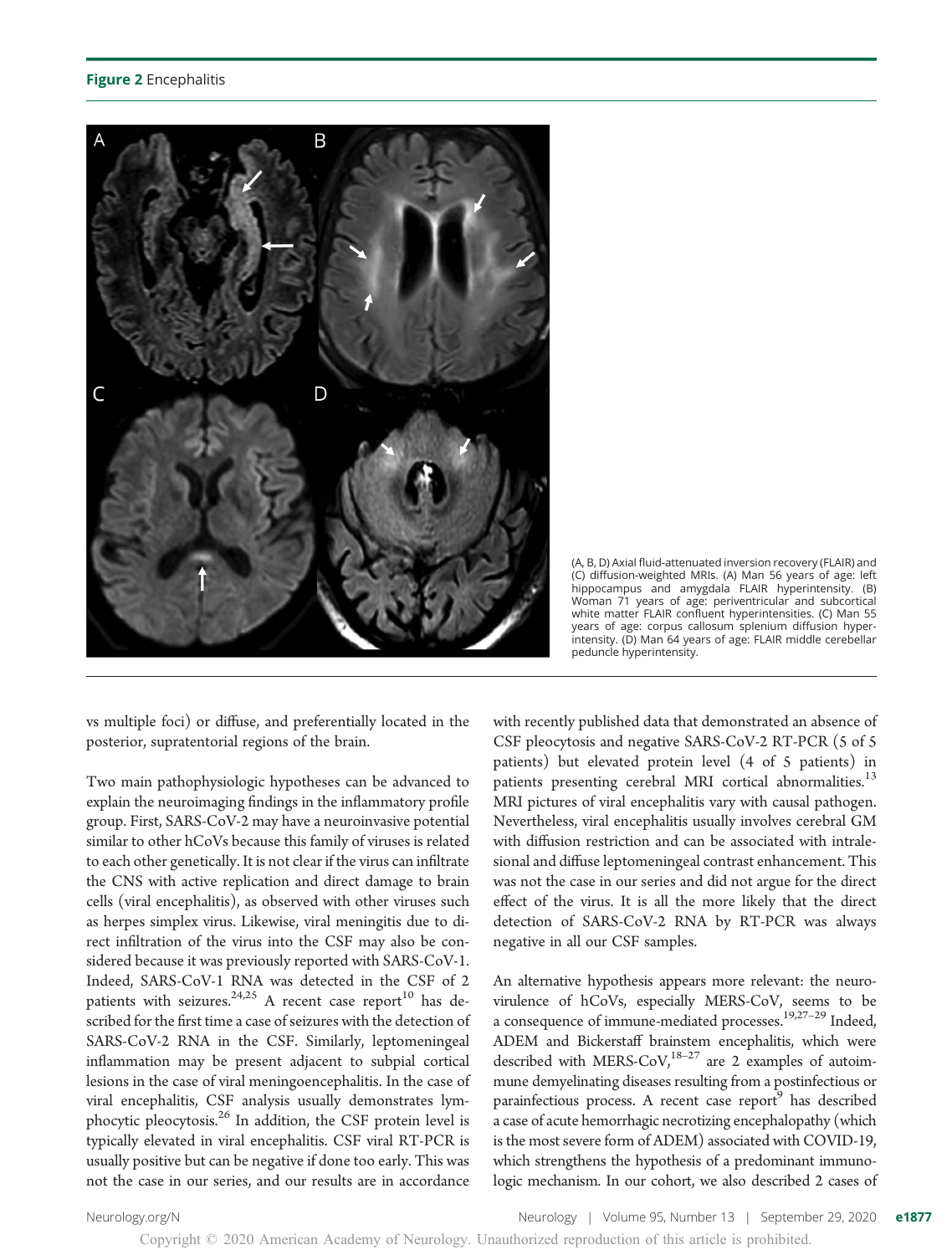**Figure 2** Encephalitis

(A, B, D) Axial fluid-attenuated inversion recovery (FLAIR) and (C) diffusion-weighted MRIs. (A) Man 56 years of age: left hippocampus and amygdala FLAIR hyperintensity. (B) Woman 71 years of age: periventricular and subcortical white matter FLAIR confluent hyperintensities. (C) Man 55 years of age: corpus callosum splenium diffusion hyperintensity. (D) Man 64 years of age: FLAIR middle cerebellar peduncle hyperintensity.

vs multiple foci) or diffuse, and preferentially located in the posterior, supratentorial regions of the brain.

Two main pathophysiologic hypotheses can be advanced to explain the neuroimaging findings in the inflammatory profile group. First, SARS-CoV-2 may have a neuroinvasive potential similar to other hCoVs because this family of viruses is related to each other genetically. It is not clear if the virus can infiltrate the CNS with active replication and direct damage to brain cells (viral encephalitis), as observed with other viruses such as herpes simplex virus. Likewise, viral meningitis due to direct infiltration of the virus into the CSF may also be considered because it was previously reported with SARS-CoV-1. Indeed, SARS-CoV-1 RNA was detected in the CSF of 2 patients with seizures.[24,25] A recent case report[10] has described for the first time a case of seizures with the detection of SARS-CoV-2 RNA in the CSF. Similarly, leptomeningeal inflammation may be present adjacent to subpial cortical lesions in the case of viral meningoencephalitis. In the case of viral encephalitis, CSF analysis usually demonstrates lymphocytic pleocytosis.[26] In addition, the CSF protein level is typically elevated in viral encephalitis. CSF viral RT-PCR is usually positive but can be negative if done too early. This was not the case in our series, and our results are in accordance with recently published data that demonstrated an absence of CSF pleocytosis and negative SARS-CoV-2 RT-PCR (5 of 5 patients) but elevated protein level (4 of 5 patients) in patients presenting cerebral MRI cortical abnormalities.[13] MRI pictures of viral encephalitis vary with causal pathogen. Nevertheless, viral encephalitis usually involves cerebral GM with diffusion restriction and can be associated with intralesional and diffuse leptomeningeal contrast enhancement. This was not the case in our series and did not argue for the direct effect of the virus. It is all the more likely that the direct detection of SARS-CoV-2 RNA by RT-PCR was always negative in all our CSF samples.

An alternative hypothesis appears more relevant: the neurovirulence of hCoVs, especially MERS-CoV, seems to be a consequence of immune-mediated processes.[19,27–29] Indeed, ADEM and Bickerstaff brainstem encephalitis, which were described with MERS-CoV,[18–27] are 2 examples of autoimmune demyelinating diseases resulting from a postinfectious or parainfectious process. A recent case report[9] has described a case of acute hemorrhagic necrotizing encephalopathy (which is the most severe form of ADEM) associated with COVID-19, which strengthens the hypothesis of a predominant immunologic mechanism. In our cohort, we also described 2 cases of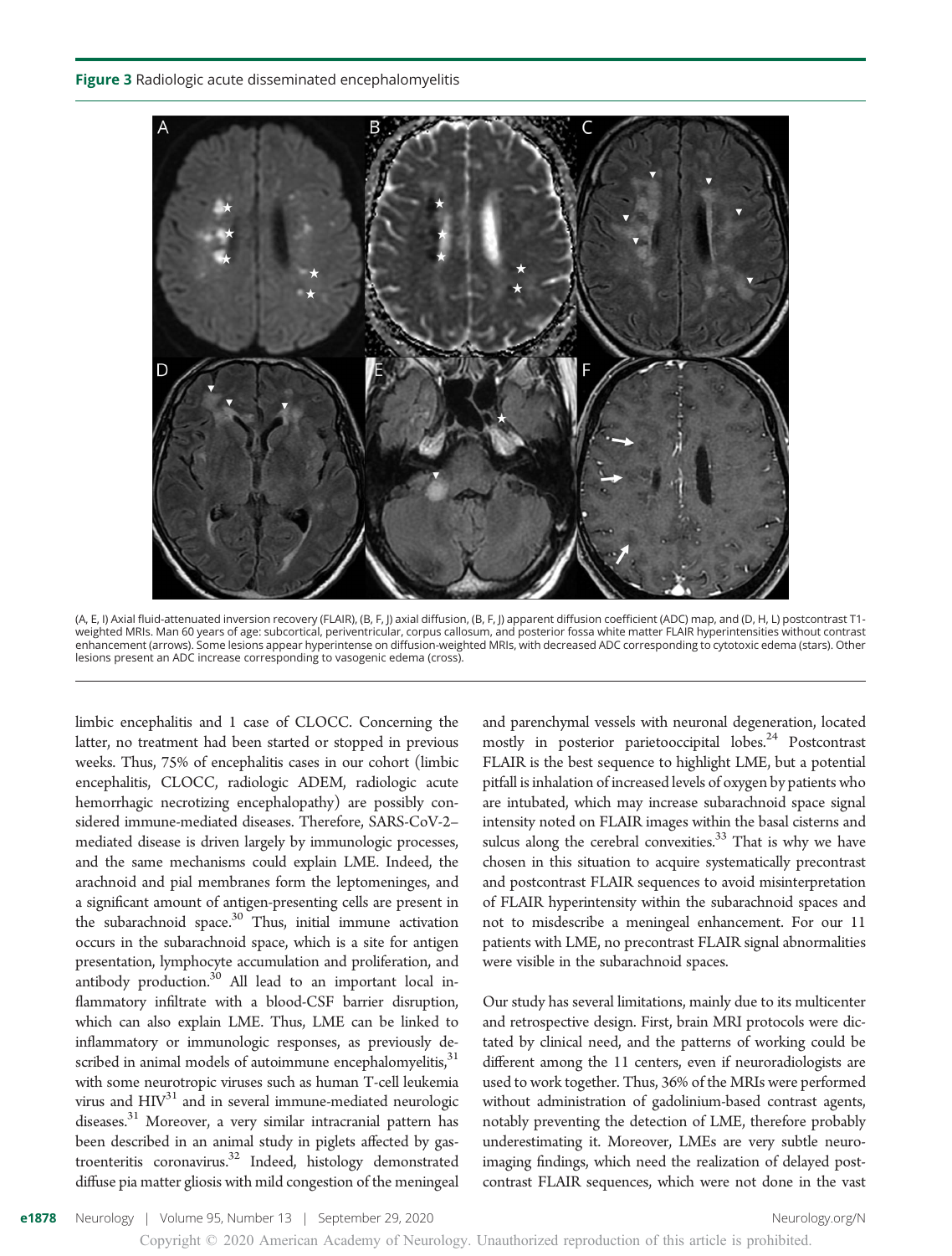**Figure 3** Radiologic acute disseminated encephalomyelitis

(A, E, I) Axial fluid-attenuated inversion recovery (FLAIR), (B, F, J) axial diffusion, (B, F, J) apparent diffusion coefficient (ADC) map, and (D, H, L) postcontrast T1-weighted MRIs. Man 60 years of age: subcortical, periventricular, corpus callosum, and posterior fossa white matter FLAIR hyperintensities without contrast enhancement (arrows). Some lesions appear hyperintense on diffusion-weighted MRIs, with decreased ADC corresponding to cytotoxic edema (stars). Other lesions present an ADC increase corresponding to vasogenic edema (cross).

limbic encephalitis and 1 case of CLOCC. Concerning the latter, no treatment had been started or stopped in previous weeks. Thus, 75% of encephalitis cases in our cohort (limbic encephalitis, CLOCC, radiologic ADEM, radiologic acute hemorrhagic necrotizing encephalopathy) are possibly considered immune-mediated diseases. Therefore, SARS-CoV-2–mediated disease is driven largely by immunologic processes, and the same mechanisms could explain LME. Indeed, the arachnoid and pial membranes form the leptomeninges, and a significant amount of antigen-presenting cells are present in the subarachnoid space.[30] Thus, initial immune activation occurs in the subarachnoid space, which is a site for antigen presentation, lymphocyte accumulation and proliferation, and antibody production.[30] All lead to an important local inflammatory infiltrate with a blood-CSF barrier disruption, which can also explain LME. Thus, LME can be linked to inflammatory or immunologic responses, as previously described in animal models of autoimmune encephalomyelitis,[31] with some neurotropic viruses such as human T-cell leukemia virus and HIV[31] and in several immune-mediated neurologic diseases.[31] Moreover, a very similar intracranial pattern has been described in an animal study in piglets affected by gastroenteritis coronavirus.[32] Indeed, histology demonstrated diffuse pia matter gliosis with mild congestion of the meningeal and parenchymal vessels with neuronal degeneration, located mostly in posterior parietooccipital lobes.[24] Postcontrast FLAIR is the best sequence to highlight LME, but a potential pitfall is inhalation of increased levels of oxygen by patients who are intubated, which may increase subarachnoid space signal intensity noted on FLAIR images within the basal cisterns and sulcus along the cerebral convexities.[33] That is why we have chosen in this situation to acquire systematically precontrast and postcontrast FLAIR sequences to avoid misinterpretation of FLAIR hyperintensity within the subarachnoid spaces and not to misdescribe a meningeal enhancement. For our 11 patients with LME, no precontrast FLAIR signal abnormalities were visible in the subarachnoid spaces.

Our study has several limitations, mainly due to its multicenter and retrospective design. First, brain MRI protocols were dictated by clinical need, and the patterns of working could be different among the 11 centers, even if neuroradiologists are used to work together. Thus, 36% of the MRIs were performed without administration of gadolinium-based contrast agents, notably preventing the detection of LME, therefore probably underestimating it. Moreover, LMEs are very subtle neuroimaging findings, which need the realization of delayed postcontrast FLAIR sequences, which were not done in the vast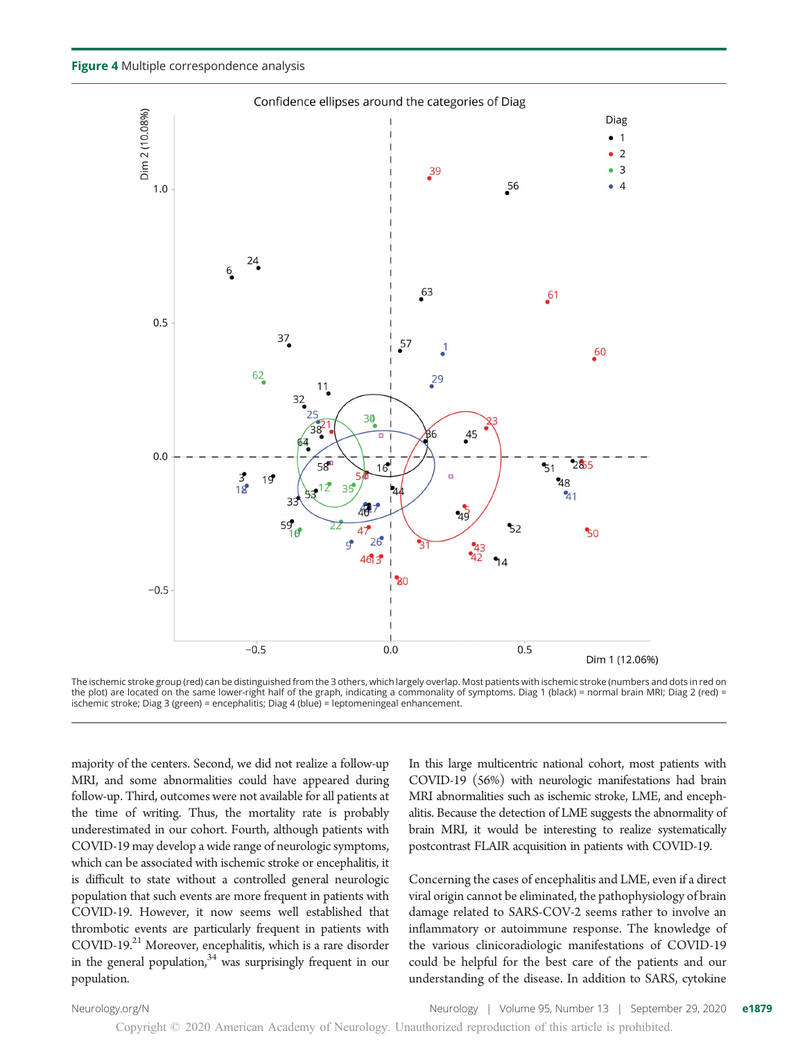**Figure 4** Multiple correspondence analysis

The ischemic stroke group (red) can be distinguished from the 3 others, which largely overlap. Most patients with ischemic stroke (numbers and dots in red on the plot) are located on the same lower-right half of the graph, indicating a commonality of symptoms. Diag 1 (black) = normal brain MRI; Diag 2 (red) = ischemic stroke; Diag 3 (green) = encephalitis; Diag 4 (blue) = leptomeningeal enhancement.

majority of the centers. Second, we did not realize a follow-up MRI, and some abnormalities could have appeared during follow-up. Third, outcomes were not available for all patients at the time of writing. Thus, the mortality rate is probably underestimated in our cohort. Fourth, although patients with COVID-19 may develop a wide range of neurologic symptoms, which can be associated with ischemic stroke or encephalitis, it is difficult to state without a controlled general neurologic population that such events are more frequent in patients with COVID-19. However, it now seems well established that thrombotic events are particularly frequent in patients with COVID-19.[21] Moreover, encephalitis, which is a rare disorder in the general population,[34] was surprisingly frequent in our population.

In this large multicentric national cohort, most patients with COVID-19 (56%) with neurologic manifestations had brain MRI abnormalities such as ischemic stroke, LME, and encephalitis. Because the detection of LME suggests the abnormality of brain MRI, it would be interesting to realize systematically postcontrast FLAIR acquisition in patients with COVID-19.

Concerning the cases of encephalitis and LME, even if a direct viral origin cannot be eliminated, the pathophysiology of brain damage related to SARS-COV-2 seems rather to involve an inflammatory or autoimmune response. The knowledge of the various clinicoradiologic manifestations of COVID-19 could be helpful for the best care of the patients and our understanding of the disease. In addition to SARS, cytokine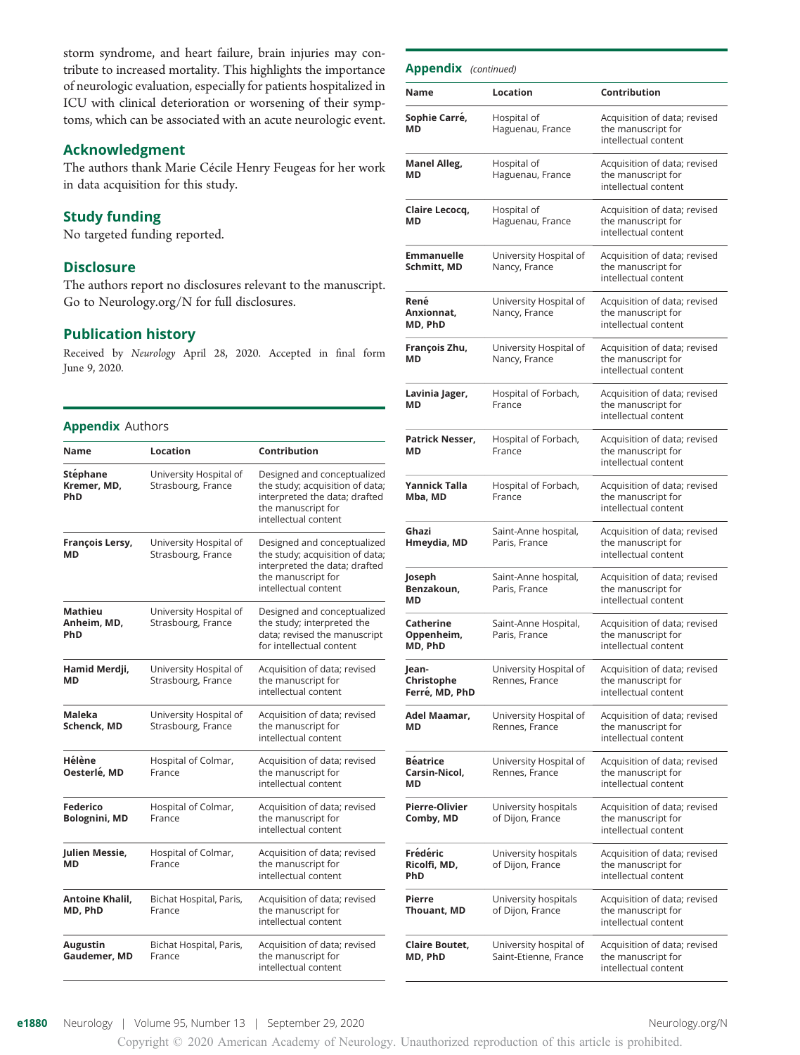storm syndrome, and heart failure, brain injuries may contribute to increased mortality. This highlights the importance of neurologic evaluation, especially for patients hospitalized in ICU with clinical deterioration or worsening of their symptoms, which can be associated with an acute neurologic event.

## Acknowledgment

The authors thank Marie Cécile Henry Feugeas for her work in data acquisition for this study.

## Study funding

No targeted funding reported.

## Disclosure

The authors report no disclosures relevant to the manuscript. Go to Neurology.org/N for full disclosures.

## Publication history

Received by *Neurology* April 28, 2020. Accepted in final form June 9, 2020.

**Appendix** Authors

| Name | Location | Contribution |
|---|---|---|
| **Stéphane Kremer, MD, PhD** | University Hospital of Strasbourg, France | Designed and conceptualized the study; acquisition of data; interpreted the data; drafted the manuscript for intellectual content |
| **François Lersy, MD** | University Hospital of Strasbourg, France | Designed and conceptualized the study; acquisition of data; interpreted the data; drafted the manuscript for intellectual content |
| **Mathieu Anheim, MD, PhD** | University Hospital of Strasbourg, France | Designed and conceptualized the study; interpreted the data; revised the manuscript for intellectual content |
| **Hamid Merdji, MD** | University Hospital of Strasbourg, France | Acquisition of data; revised the manuscript for intellectual content |
| **Maleka Schenck, MD** | University Hospital of Strasbourg, France | Acquisition of data; revised the manuscript for intellectual content |
| **Hélène Oesterlé, MD** | Hospital of Colmar, France | Acquisition of data; revised the manuscript for intellectual content |
| **Federico Bolognini, MD** | Hospital of Colmar, France | Acquisition of data; revised the manuscript for intellectual content |
| **Julien Messie, MD** | Hospital of Colmar, France | Acquisition of data; revised the manuscript for intellectual content |
| **Antoine Khalil, MD, PhD** | Bichat Hospital, Paris, France | Acquisition of data; revised the manuscript for intellectual content |
| **Augustin Gaudemer, MD** | Bichat Hospital, Paris, France | Acquisition of data; revised the manuscript for intellectual content |

**Appendix** *(continued)*

| Name | Location | Contribution |
|---|---|---|
| **Sophie Carré, MD** | Hospital of Haguenau, France | Acquisition of data; revised the manuscript for intellectual content |
| **Manel Alleg, MD** | Hospital of Haguenau, France | Acquisition of data; revised the manuscript for intellectual content |
| **Claire Lecocq, MD** | Hospital of Haguenau, France | Acquisition of data; revised the manuscript for intellectual content |
| **Emmanuelle Schmitt, MD** | University Hospital of Nancy, France | Acquisition of data; revised the manuscript for intellectual content |
| **René Anxionnat, MD, PhD** | University Hospital of Nancy, France | Acquisition of data; revised the manuscript for intellectual content |
| **François Zhu, MD** | University Hospital of Nancy, France | Acquisition of data; revised the manuscript for intellectual content |
| **Lavinia Jager, MD** | Hospital of Forbach, France | Acquisition of data; revised the manuscript for intellectual content |
| **Patrick Nesser, MD** | Hospital of Forbach, France | Acquisition of data; revised the manuscript for intellectual content |
| **Yannick Talla Mba, MD** | Hospital of Forbach, France | Acquisition of data; revised the manuscript for intellectual content |
| **Ghazi Hmeydia, MD** | Saint-Anne hospital, Paris, France | Acquisition of data; revised the manuscript for intellectual content |
| **Joseph Benzakoun, MD** | Saint-Anne hospital, Paris, France | Acquisition of data; revised the manuscript for intellectual content |
| **Catherine Oppenheim, MD, PhD** | Saint-Anne Hospital, Paris, France | Acquisition of data; revised the manuscript for intellectual content |
| **Jean-Christophe Ferré, MD, PhD** | University Hospital of Rennes, France | Acquisition of data; revised the manuscript for intellectual content |
| **Adel Maamar, MD** | University Hospital of Rennes, France | Acquisition of data; revised the manuscript for intellectual content |
| **Béatrice Carsin-Nicol, MD** | University Hospital of Rennes, France | Acquisition of data; revised the manuscript for intellectual content |
| **Pierre-Olivier Comby, MD** | University hospitals of Dijon, France | Acquisition of data; revised the manuscript for intellectual content |
| **Frédéric Ricolfi, MD, PhD** | University hospitals of Dijon, France | Acquisition of data; revised the manuscript for intellectual content |
| **Pierre Thouant, MD** | University hospitals of Dijon, France | Acquisition of data; revised the manuscript for intellectual content |
| **Claire Boutet, MD, PhD** | University hospital of Saint-Etienne, France | Acquisition of data; revised the manuscript for intellectual content |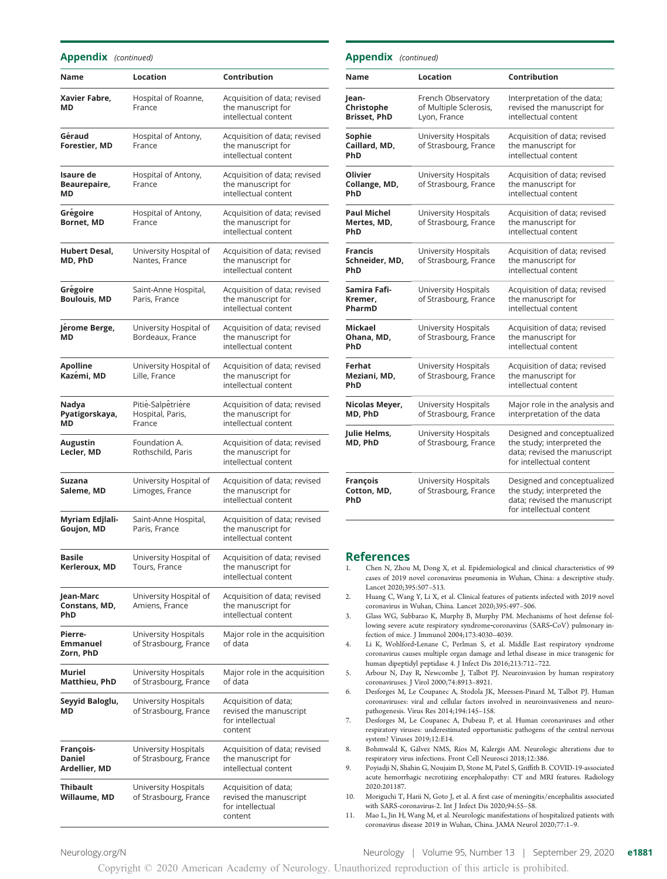## Appendix *(continued)*

| Name | Location | Contribution |
|---|---|---|
| **Xavier Fabre, MD** | Hospital of Roanne, France | Acquisition of data; revised the manuscript for intellectual content |
| **Géraud Forestier, MD** | Hospital of Antony, France | Acquisition of data; revised the manuscript for intellectual content |
| **Isaure de Beaurepaire, MD** | Hospital of Antony, France | Acquisition of data; revised the manuscript for intellectual content |
| **Grégoire Bornet, MD** | Hospital of Antony, France | Acquisition of data; revised the manuscript for intellectual content |
| **Hubert Desal, MD, PhD** | University Hospital of Nantes, France | Acquisition of data; revised the manuscript for intellectual content |
| **Grégoire Boulouis, MD** | Saint-Anne Hospital, Paris, France | Acquisition of data; revised the manuscript for intellectual content |
| **Jérome Berge, MD** | University Hospital of Bordeaux, France | Acquisition of data; revised the manuscript for intellectual content |
| **Apolline Kazémi, MD** | University Hospital of Lille, France | Acquisition of data; revised the manuscript for intellectual content |
| **Nadya Pyatigorskaya, MD** | Pitié-Salpêtrière Hospital, Paris, France | Acquisition of data; revised the manuscript for intellectual content |
| **Augustin Lecler, MD** | Foundation A. Rothschild, Paris | Acquisition of data; revised the manuscript for intellectual content |
| **Suzana Saleme, MD** | University Hospital of Limoges, France | Acquisition of data; revised the manuscript for intellectual content |
| **Myriam Edjlali-Goujon, MD** | Saint-Anne Hospital, Paris, France | Acquisition of data; revised the manuscript for intellectual content |
| **Basile Kerleroux, MD** | University Hospital of Tours, France | Acquisition of data; revised the manuscript for intellectual content |
| **Jean-Marc Constans, MD, PhD** | University Hospital of Amiens, France | Acquisition of data; revised the manuscript for intellectual content |
| **Pierre-Emmanuel Zorn, PhD** | University Hospitals of Strasbourg, France | Major role in the acquisition of data |
| **Muriel Matthieu, PhD** | University Hospitals of Strasbourg, France | Major role in the acquisition of data |
| **Seyyid Baloglu, MD** | University Hospitals of Strasbourg, France | Acquisition of data; revised the manuscript for intellectual content |
| **François-Daniel Ardellier, MD** | University Hospitals of Strasbourg, France | Acquisition of data; revised the manuscript for intellectual content |
| **Thibault Willaume, MD** | University Hospitals of Strasbourg, France | Acquisition of data; revised the manuscript for intellectual content |
| **Jean-Christophe Brisset, PhD** | French Observatory of Multiple Sclerosis, Lyon, France | Interpretation of the data; revised the manuscript for intellectual content |
| **Sophie Caillard, MD, PhD** | University Hospitals of Strasbourg, France | Acquisition of data; revised the manuscript for intellectual content |
| **Olivier Collange, MD, PhD** | University Hospitals of Strasbourg, France | Acquisition of data; revised the manuscript for intellectual content |
| **Paul Michel Mertes, MD, PhD** | University Hospitals of Strasbourg, France | Acquisition of data; revised the manuscript for intellectual content |
| **Francis Schneider, MD, PhD** | University Hospitals of Strasbourg, France | Acquisition of data; revised the manuscript for intellectual content |
| **Samira Fafi-Kremer, PharmD** | University Hospitals of Strasbourg, France | Acquisition of data; revised the manuscript for intellectual content |
| **Mickael Ohana, MD, PhD** | University Hospitals of Strasbourg, France | Acquisition of data; revised the manuscript for intellectual content |
| **Ferhat Meziani, MD, PhD** | University Hospitals of Strasbourg, France | Acquisition of data; revised the manuscript for intellectual content |
| **Nicolas Meyer, MD, PhD** | University Hospitals of Strasbourg, France | Major role in the analysis and interpretation of the data |
| **Julie Helms, MD, PhD** | University Hospitals of Strasbourg, France | Designed and conceptualized the study; interpreted the data; revised the manuscript for intellectual content |
| **François Cotton, MD, PhD** | University Hospitals of Strasbourg, France | Designed and conceptualized the study; interpreted the data; revised the manuscript for intellectual content |

## References

1. Chen N, Zhou M, Dong X, et al. Epidemiological and clinical characteristics of 99 cases of 2019 novel coronavirus pneumonia in Wuhan, China: a descriptive study. Lancet 2020;395:507–513.
2. Huang C, Wang Y, Li X, et al. Clinical features of patients infected with 2019 novel coronavirus in Wuhan, China. Lancet 2020;395:497–506.
3. Glass WG, Subbarao K, Murphy B, Murphy PM. Mechanisms of host defense following severe acute respiratory syndrome-coronavirus (SARS-CoV) pulmonary infection of mice. J Immunol 2004;173:4030–4039.
4. Li K, Wohlford-Lenane C, Perlman S, et al. Middle East respiratory syndrome coronavirus causes multiple organ damage and lethal disease in mice transgenic for human dipeptidyl peptidase 4. J Infect Dis 2016;213:712–722.
5. Arbour N, Day R, Newcombe J, Talbot PJ. Neuroinvasion by human respiratory coronaviruses. J Virol 2000;74:8913–8921.
6. Desforges M, Le Coupanec A, Stodola JK, Meessen-Pinard M, Talbot PJ. Human coronaviruses: viral and cellular factors involved in neuroinvasiveness and neuropathogenesis. Virus Res 2014;194:145–158.
7. Desforges M, Le Coupanec A, Dubeau P, et al. Human coronaviruses and other respiratory viruses: underestimated opportunistic pathogens of the central nervous system? Viruses 2019;12:E14.
8. Bohmwald K, Gálvez NMS, Ríos M, Kalergis AM. Neurologic alterations due to respiratory virus infections. Front Cell Neurosci 2018;12:386.
9. Poyiadji N, Shahin G, Noujaim D, Stone M, Patel S, Griffith B. COVID-19-associated acute hemorrhagic necrotizing encephalopathy: CT and MRI features. Radiology 2020:201187.
10. Moriguchi T, Harii N, Goto J, et al. A first case of meningitis/encephalitis associated with SARS-coronavirus-2. Int J Infect Dis 2020;94:55–58.
11. Mao L, Jin H, Wang M, et al. Neurologic manifestations of hospitalized patients with coronavirus disease 2019 in Wuhan, China. JAMA Neurol 2020;77:1–9.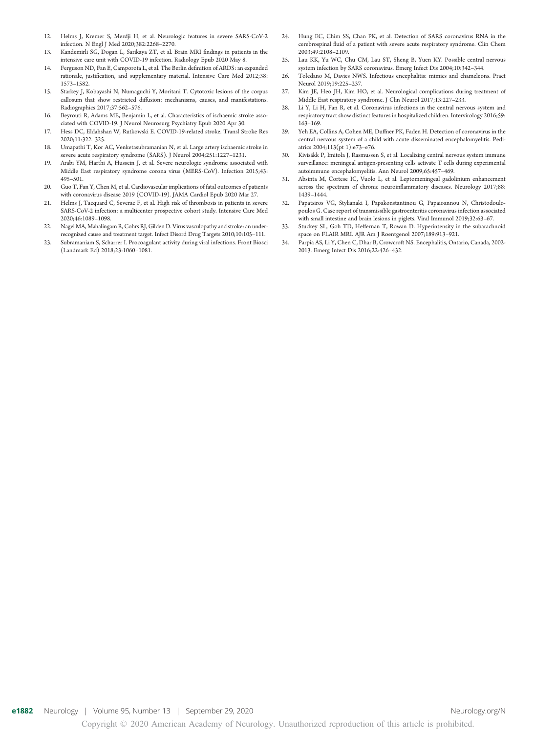12. Helms J, Kremer S, Merdji H, et al. Neurologic features in severe SARS-CoV-2 infection. N Engl J Med 2020;382:2268–2270.
13. Kandemirli SG, Dogan L, Sarikaya ZT, et al. Brain MRI findings in patients in the intensive care unit with COVID-19 infection. Radiology Epub 2020 May 8.
14. Ferguson ND, Fan E, Camporota L, et al. The Berlin definition of ARDS: an expanded rationale, justification, and supplementary material. Intensive Care Med 2012;38: 1573–1582.
15. Starkey J, Kobayashi N, Numaguchi Y, Moritani T. Cytotoxic lesions of the corpus callosum that show restricted diffusion: mechanisms, causes, and manifestations. Radiographics 2017;37:562–576.
16. Beyrouti R, Adams ME, Benjamin L, et al. Characteristics of ischaemic stroke associated with COVID-19. J Neurol Neurosurg Psychiatry Epub 2020 Apr 30.
17. Hess DC, Eldahshan W, Rutkowski E. COVID-19-related stroke. Transl Stroke Res 2020;11:322–325.
18. Umapathi T, Kor AC, Venketasubramanian N, et al. Large artery ischaemic stroke in severe acute respiratory syndrome (SARS). J Neurol 2004;251:1227–1231.
19. Arabi YM, Harthi A, Hussein J, et al. Severe neurologic syndrome associated with Middle East respiratory syndrome corona virus (MERS-CoV). Infection 2015;43: 495–501.
20. Guo T, Fan Y, Chen M, et al. Cardiovascular implications of fatal outcomes of patients with coronavirus disease 2019 (COVID-19). JAMA Cardiol Epub 2020 Mar 27.
21. Helms J, Tacquard C, Severac F, et al. High risk of thrombosis in patients in severe SARS-CoV-2 infection: a multicenter prospective cohort study. Intensive Care Med 2020;46:1089–1098.
22. Nagel MA, Mahalingam R, Cohrs RJ, Gilden D. Virus vasculopathy and stroke: an under-recognized cause and treatment target. Infect Disord Drug Targets 2010;10:105–111.
23. Subramaniam S, Scharrer I. Procoagulant activity during viral infections. Front Biosci (Landmark Ed) 2018;23:1060–1081.
24. Hung EC, Chim SS, Chan PK, et al. Detection of SARS coronavirus RNA in the cerebrospinal fluid of a patient with severe acute respiratory syndrome. Clin Chem 2003;49:2108–2109.
25. Lau KK, Yu WC, Chu CM, Lau ST, Sheng B, Yuen KY. Possible central nervous system infection by SARS coronavirus. Emerg Infect Dis 2004;10:342–344.
26. Toledano M, Davies NWS. Infectious encephalitis: mimics and chameleons. Pract Neurol 2019;19:225–237.
27. Kim JE, Heo JH, Kim HO, et al. Neurological complications during treatment of Middle East respiratory syndrome. J Clin Neurol 2017;13:227–233.
28. Li Y, Li H, Fan R, et al. Coronavirus infections in the central nervous system and respiratory tract show distinct features in hospitalized children. Intervirology 2016;59: 163–169.
29. Yeh EA, Collins A, Cohen ME, Duffner PK, Faden H. Detection of coronavirus in the central nervous system of a child with acute disseminated encephalomyelitis. Pediatrics 2004;113(pt 1):e73–e76.
30. Kivisäkk P, Imitola J, Rasmussen S, et al. Localizing central nervous system immune surveillance: meningeal antigen-presenting cells activate T cells during experimental autoimmune encephalomyelitis. Ann Neurol 2009;65:457–469.
31. Absinta M, Cortese IC, Vuolo L, et al. Leptomeningeal gadolinium enhancement across the spectrum of chronic neuroinflammatory diseases. Neurology 2017;88: 1439–1444.
32. Papatsiros VG, Stylianaki I, Papakonstantinou G, Papaioannou N, Christodoulopoulos G. Case report of transmissible gastroenteritis coronavirus infection associated with small intestine and brain lesions in piglets. Viral Immunol 2019;32:63–67.
33. Stuckey SL, Goh TD, Heffernan T, Rowan D. Hyperintensity in the subarachnoid space on FLAIR MRI. AJR Am J Roentgenol 2007;189:913–921.
34. Parpia AS, Li Y, Chen C, Dhar B, Crowcroft NS. Encephalitis, Ontario, Canada, 2002-2013. Emerg Infect Dis 2016;22:426–432.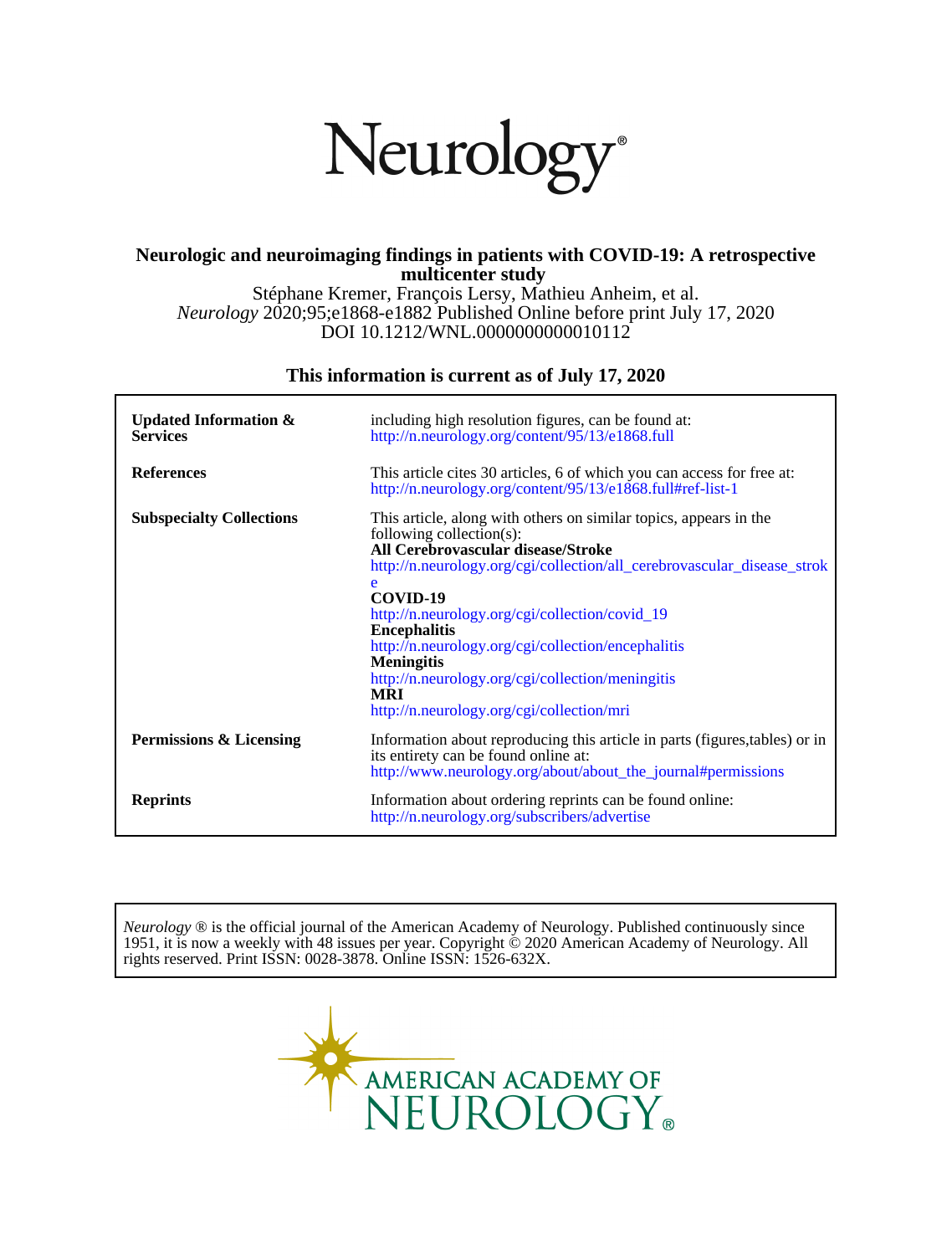# Neurology®

**Neurologic and neuroimaging findings in patients with COVID-19: A retrospective multicenter study**

Stéphane Kremer, François Lersy, Mathieu Anheim, et al.

*Neurology* 2020;95;e1868-e1882 Published Online before print July 17, 2020

DOI 10.1212/WNL.0000000000010112

**This information is current as of July 17, 2020**

| | |
|---|---|
| **Updated Information & Services** | including high resolution figures, can be found at: http://n.neurology.org/content/95/13/e1868.full |
| **References** | This article cites 30 articles, 6 of which you can access for free at: http://n.neurology.org/content/95/13/e1868.full#ref-list-1 |
| **Subspecialty Collections** | This article, along with others on similar topics, appears in the following collection(s): **All Cerebrovascular disease/Stroke** http://n.neurology.org/cgi/collection/all_cerebrovascular_disease_stroke **COVID-19** http://n.neurology.org/cgi/collection/covid_19 **Encephalitis** http://n.neurology.org/cgi/collection/encephalitis **Meningitis** http://n.neurology.org/cgi/collection/meningitis **MRI** http://n.neurology.org/cgi/collection/mri |
| **Permissions & Licensing** | Information about reproducing this article in parts (figures,tables) or in its entirety can be found online at: http://www.neurology.org/about/about_the_journal#permissions |
| **Reprints** | Information about ordering reprints can be found online: http://n.neurology.org/subscribers/advertise |

*Neurology* ® is the official journal of the American Academy of Neurology. Published continuously since 1951, it is now a weekly with 48 issues per year. Copyright © 2020 American Academy of Neurology. All rights reserved. Print ISSN: 0028-3878. Online ISSN: 1526-632X.

AMERICAN ACADEMY OF NEUROLOGY®